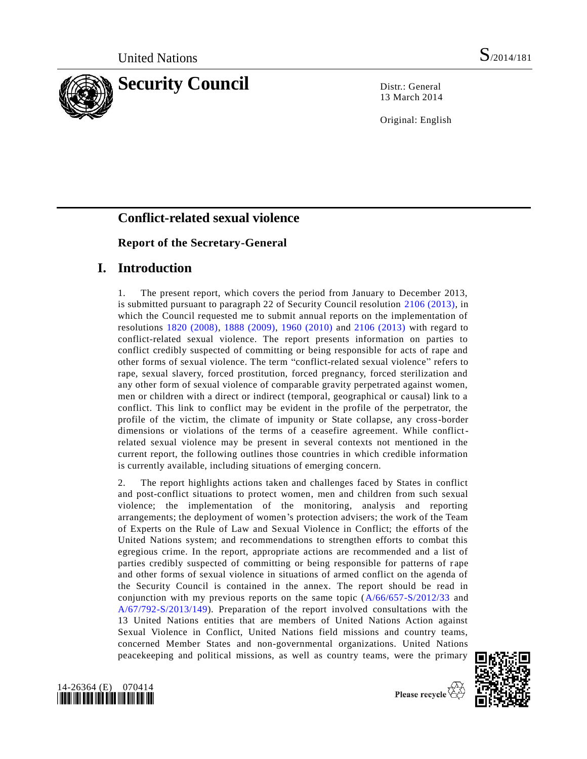United Nations

S/2014/181

# Security Council

Distr.: General
13 March 2014

Original: English

## Conflict-related sexual violence

### Report of the Secretary-General

## I. Introduction

1. The present report, which covers the period from January to December 2013, is submitted pursuant to paragraph 22 of Security Council resolution 2106 (2013), in which the Council requested me to submit annual reports on the implementation of resolutions 1820 (2008), 1888 (2009), 1960 (2010) and 2106 (2013) with regard to conflict-related sexual violence. The report presents information on parties to conflict credibly suspected of committing or being responsible for acts of rape and other forms of sexual violence. The term "conflict-related sexual violence" refers to rape, sexual slavery, forced prostitution, forced pregnancy, forced sterilization and any other form of sexual violence of comparable gravity perpetrated against women, men or children with a direct or indirect (temporal, geographical or causal) link to a conflict. This link to conflict may be evident in the profile of the perpetrator, the profile of the victim, the climate of impunity or State collapse, any cross-border dimensions or violations of the terms of a ceasefire agreement. While conflict-related sexual violence may be present in several contexts not mentioned in the current report, the following outlines those countries in which credible information is currently available, including situations of emerging concern.

2. The report highlights actions taken and challenges faced by States in conflict and post-conflict situations to protect women, men and children from such sexual violence; the implementation of the monitoring, analysis and reporting arrangements; the deployment of women's protection advisers; the work of the Team of Experts on the Rule of Law and Sexual Violence in Conflict; the efforts of the United Nations system; and recommendations to strengthen efforts to combat this egregious crime. In the report, appropriate actions are recommended and a list of parties credibly suspected of committing or being responsible for patterns of rape and other forms of sexual violence in situations of armed conflict on the agenda of the Security Council is contained in the annex. The report should be read in conjunction with my previous reports on the same topic (A/66/657-S/2012/33 and A/67/792-S/2013/149). Preparation of the report involved consultations with the 13 United Nations entities that are members of United Nations Action against Sexual Violence in Conflict, United Nations field missions and country teams, concerned Member States and non-governmental organizations. United Nations peacekeeping and political missions, as well as country teams, were the primary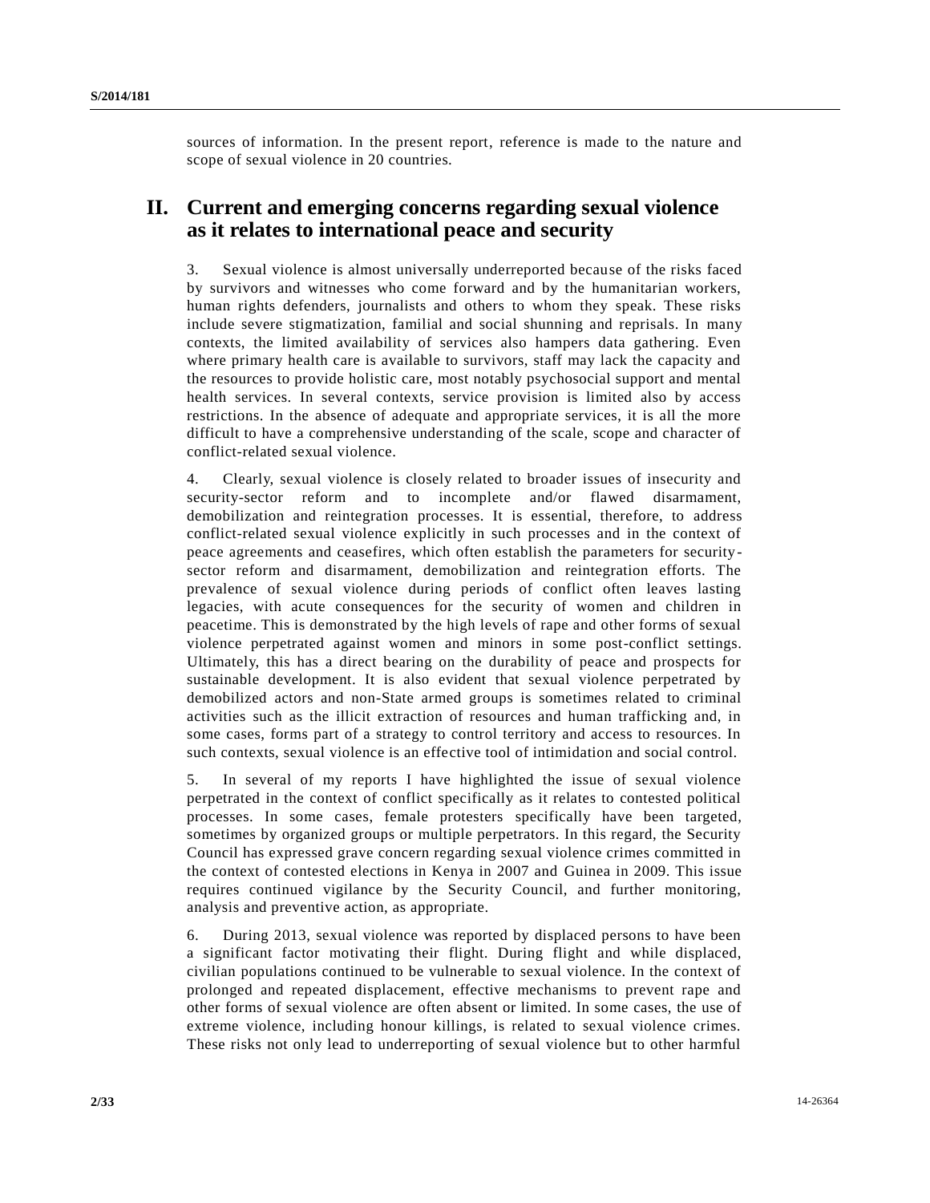sources of information. In the present report, reference is made to the nature and scope of sexual violence in 20 countries.

## II. Current and emerging concerns regarding sexual violence as it relates to international peace and security

3. Sexual violence is almost universally underreported because of the risks faced by survivors and witnesses who come forward and by the humanitarian workers, human rights defenders, journalists and others to whom they speak. These risks include severe stigmatization, familial and social shunning and reprisals. In many contexts, the limited availability of services also hampers data gathering. Even where primary health care is available to survivors, staff may lack the capacity and the resources to provide holistic care, most notably psychosocial support and mental health services. In several contexts, service provision is limited also by access restrictions. In the absence of adequate and appropriate services, it is all the more difficult to have a comprehensive understanding of the scale, scope and character of conflict-related sexual violence.

4. Clearly, sexual violence is closely related to broader issues of insecurity and security-sector reform and to incomplete and/or flawed disarmament, demobilization and reintegration processes. It is essential, therefore, to address conflict-related sexual violence explicitly in such processes and in the context of peace agreements and ceasefires, which often establish the parameters for security-sector reform and disarmament, demobilization and reintegration efforts. The prevalence of sexual violence during periods of conflict often leaves lasting legacies, with acute consequences for the security of women and children in peacetime. This is demonstrated by the high levels of rape and other forms of sexual violence perpetrated against women and minors in some post-conflict settings. Ultimately, this has a direct bearing on the durability of peace and prospects for sustainable development. It is also evident that sexual violence perpetrated by demobilized actors and non-State armed groups is sometimes related to criminal activities such as the illicit extraction of resources and human trafficking and, in some cases, forms part of a strategy to control territory and access to resources. In such contexts, sexual violence is an effective tool of intimidation and social control.

5. In several of my reports I have highlighted the issue of sexual violence perpetrated in the context of conflict specifically as it relates to contested political processes. In some cases, female protesters specifically have been targeted, sometimes by organized groups or multiple perpetrators. In this regard, the Security Council has expressed grave concern regarding sexual violence crimes committed in the context of contested elections in Kenya in 2007 and Guinea in 2009. This issue requires continued vigilance by the Security Council, and further monitoring, analysis and preventive action, as appropriate.

6. During 2013, sexual violence was reported by displaced persons to have been a significant factor motivating their flight. During flight and while displaced, civilian populations continued to be vulnerable to sexual violence. In the context of prolonged and repeated displacement, effective mechanisms to prevent rape and other forms of sexual violence are often absent or limited. In some cases, the use of extreme violence, including honour killings, is related to sexual violence crimes. These risks not only lead to underreporting of sexual violence but to other harmful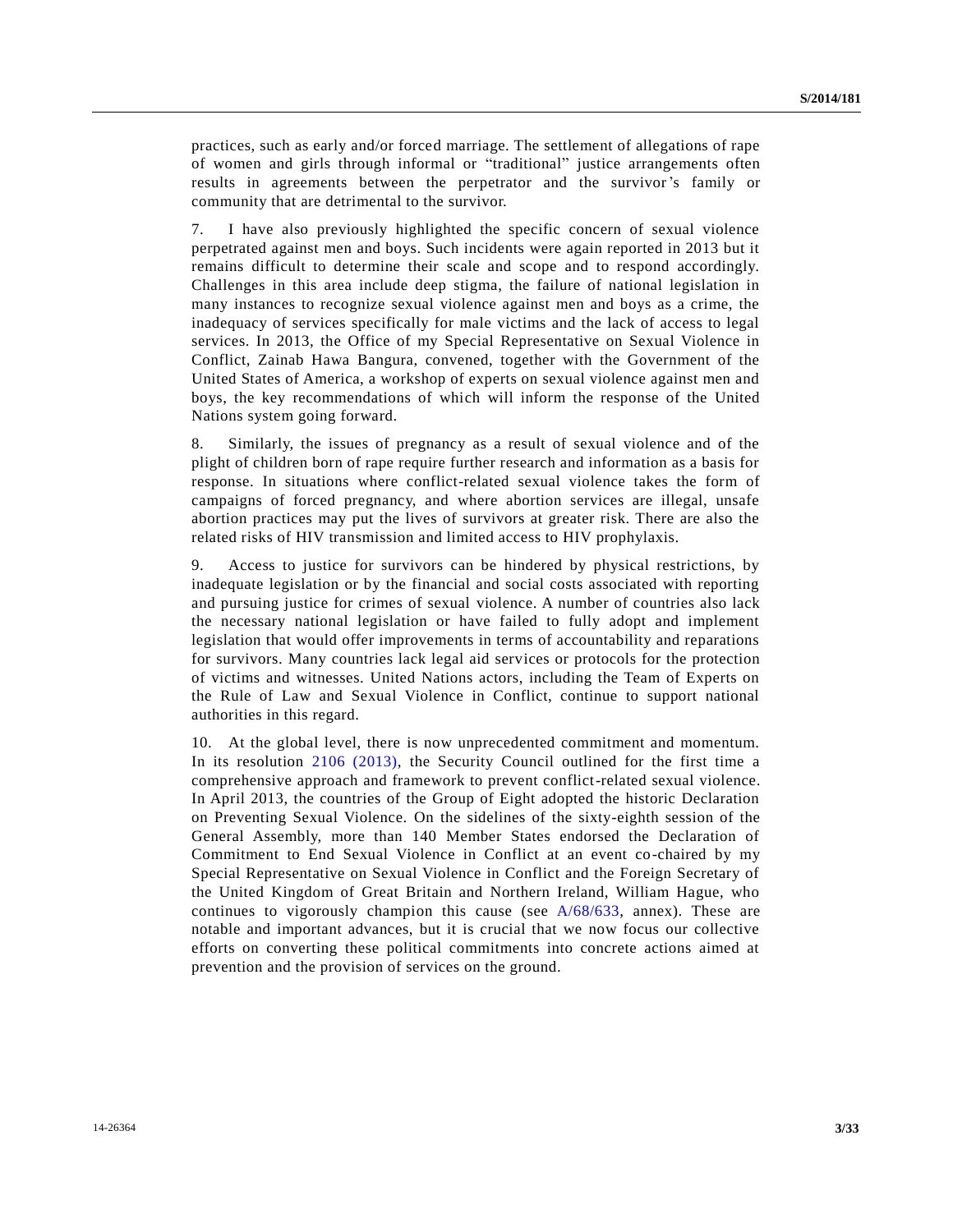practices, such as early and/or forced marriage. The settlement of allegations of rape of women and girls through informal or "traditional" justice arrangements often results in agreements between the perpetrator and the survivor's family or community that are detrimental to the survivor.

7. I have also previously highlighted the specific concern of sexual violence perpetrated against men and boys. Such incidents were again reported in 2013 but it remains difficult to determine their scale and scope and to respond accordingly. Challenges in this area include deep stigma, the failure of national legislation in many instances to recognize sexual violence against men and boys as a crime, the inadequacy of services specifically for male victims and the lack of access to legal services. In 2013, the Office of my Special Representative on Sexual Violence in Conflict, Zainab Hawa Bangura, convened, together with the Government of the United States of America, a workshop of experts on sexual violence against men and boys, the key recommendations of which will inform the response of the United Nations system going forward.

8. Similarly, the issues of pregnancy as a result of sexual violence and of the plight of children born of rape require further research and information as a basis for response. In situations where conflict-related sexual violence takes the form of campaigns of forced pregnancy, and where abortion services are illegal, unsafe abortion practices may put the lives of survivors at greater risk. There are also the related risks of HIV transmission and limited access to HIV prophylaxis.

9. Access to justice for survivors can be hindered by physical restrictions, by inadequate legislation or by the financial and social costs associated with reporting and pursuing justice for crimes of sexual violence. A number of countries also lack the necessary national legislation or have failed to fully adopt and implement legislation that would offer improvements in terms of accountability and reparations for survivors. Many countries lack legal aid services or protocols for the protection of victims and witnesses. United Nations actors, including the Team of Experts on the Rule of Law and Sexual Violence in Conflict, continue to support national authorities in this regard.

10. At the global level, there is now unprecedented commitment and momentum. In its resolution 2106 (2013), the Security Council outlined for the first time a comprehensive approach and framework to prevent conflict-related sexual violence. In April 2013, the countries of the Group of Eight adopted the historic Declaration on Preventing Sexual Violence. On the sidelines of the sixty-eighth session of the General Assembly, more than 140 Member States endorsed the Declaration of Commitment to End Sexual Violence in Conflict at an event co-chaired by my Special Representative on Sexual Violence in Conflict and the Foreign Secretary of the United Kingdom of Great Britain and Northern Ireland, William Hague, who continues to vigorously champion this cause (see A/68/633, annex). These are notable and important advances, but it is crucial that we now focus our collective efforts on converting these political commitments into concrete actions aimed at prevention and the provision of services on the ground.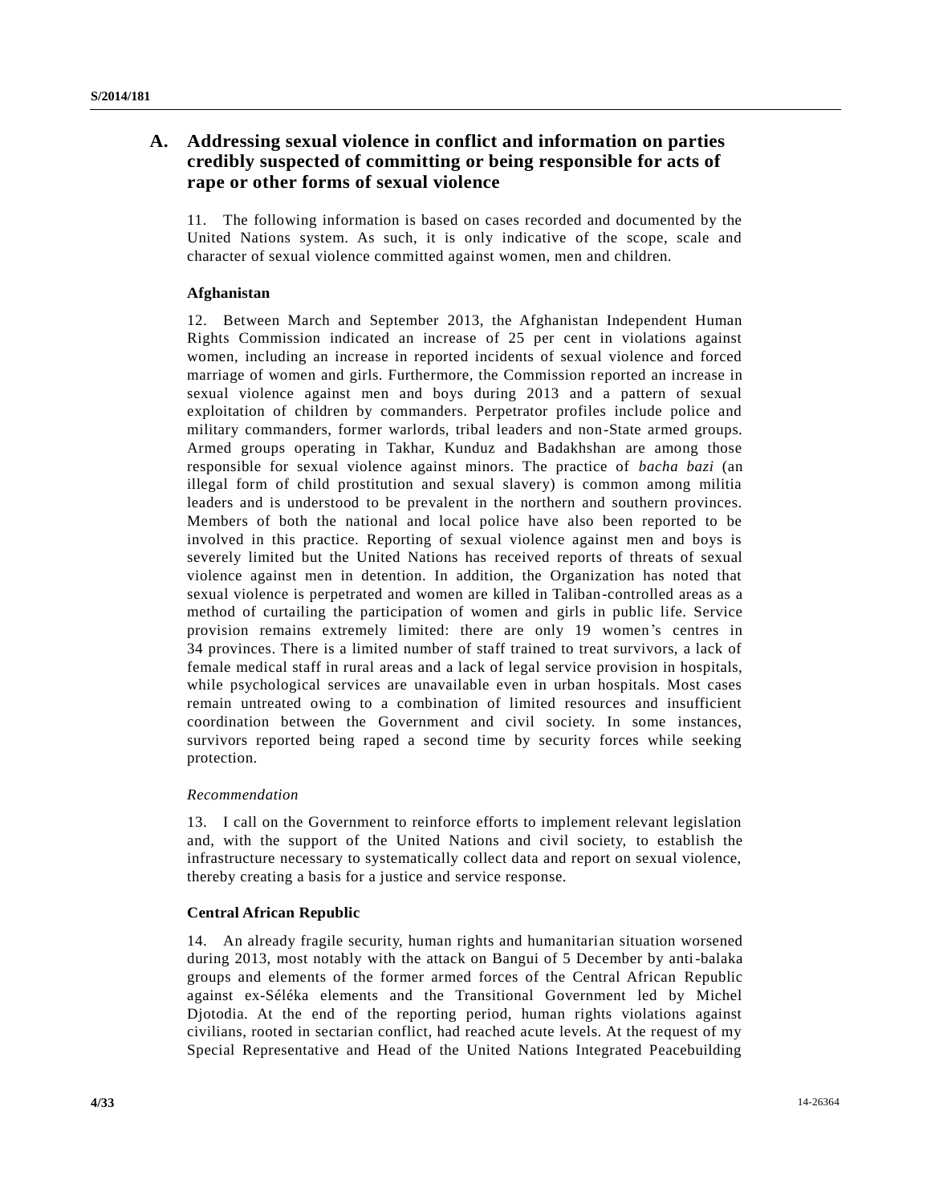## A. Addressing sexual violence in conflict and information on parties credibly suspected of committing or being responsible for acts of rape or other forms of sexual violence

11. The following information is based on cases recorded and documented by the United Nations system. As such, it is only indicative of the scope, scale and character of sexual violence committed against women, men and children.

### Afghanistan

12. Between March and September 2013, the Afghanistan Independent Human Rights Commission indicated an increase of 25 per cent in violations against women, including an increase in reported incidents of sexual violence and forced marriage of women and girls. Furthermore, the Commission reported an increase in sexual violence against men and boys during 2013 and a pattern of sexual exploitation of children by commanders. Perpetrator profiles include police and military commanders, former warlords, tribal leaders and non-State armed groups. Armed groups operating in Takhar, Kunduz and Badakhshan are among those responsible for sexual violence against minors. The practice of *bacha bazi* (an illegal form of child prostitution and sexual slavery) is common among militia leaders and is understood to be prevalent in the northern and southern provinces. Members of both the national and local police have also been reported to be involved in this practice. Reporting of sexual violence against men and boys is severely limited but the United Nations has received reports of threats of sexual violence against men in detention. In addition, the Organization has noted that sexual violence is perpetrated and women are killed in Taliban-controlled areas as a method of curtailing the participation of women and girls in public life. Service provision remains extremely limited: there are only 19 women's centres in 34 provinces. There is a limited number of staff trained to treat survivors, a lack of female medical staff in rural areas and a lack of legal service provision in hospitals, while psychological services are unavailable even in urban hospitals. Most cases remain untreated owing to a combination of limited resources and insufficient coordination between the Government and civil society. In some instances, survivors reported being raped a second time by security forces while seeking protection.

*Recommendation*

13. I call on the Government to reinforce efforts to implement relevant legislation and, with the support of the United Nations and civil society, to establish the infrastructure necessary to systematically collect data and report on sexual violence, thereby creating a basis for a justice and service response.

### Central African Republic

14. An already fragile security, human rights and humanitarian situation worsened during 2013, most notably with the attack on Bangui of 5 December by anti-balaka groups and elements of the former armed forces of the Central African Republic against ex-Séléka elements and the Transitional Government led by Michel Djotodia. At the end of the reporting period, human rights violations against civilians, rooted in sectarian conflict, had reached acute levels. At the request of my Special Representative and Head of the United Nations Integrated Peacebuilding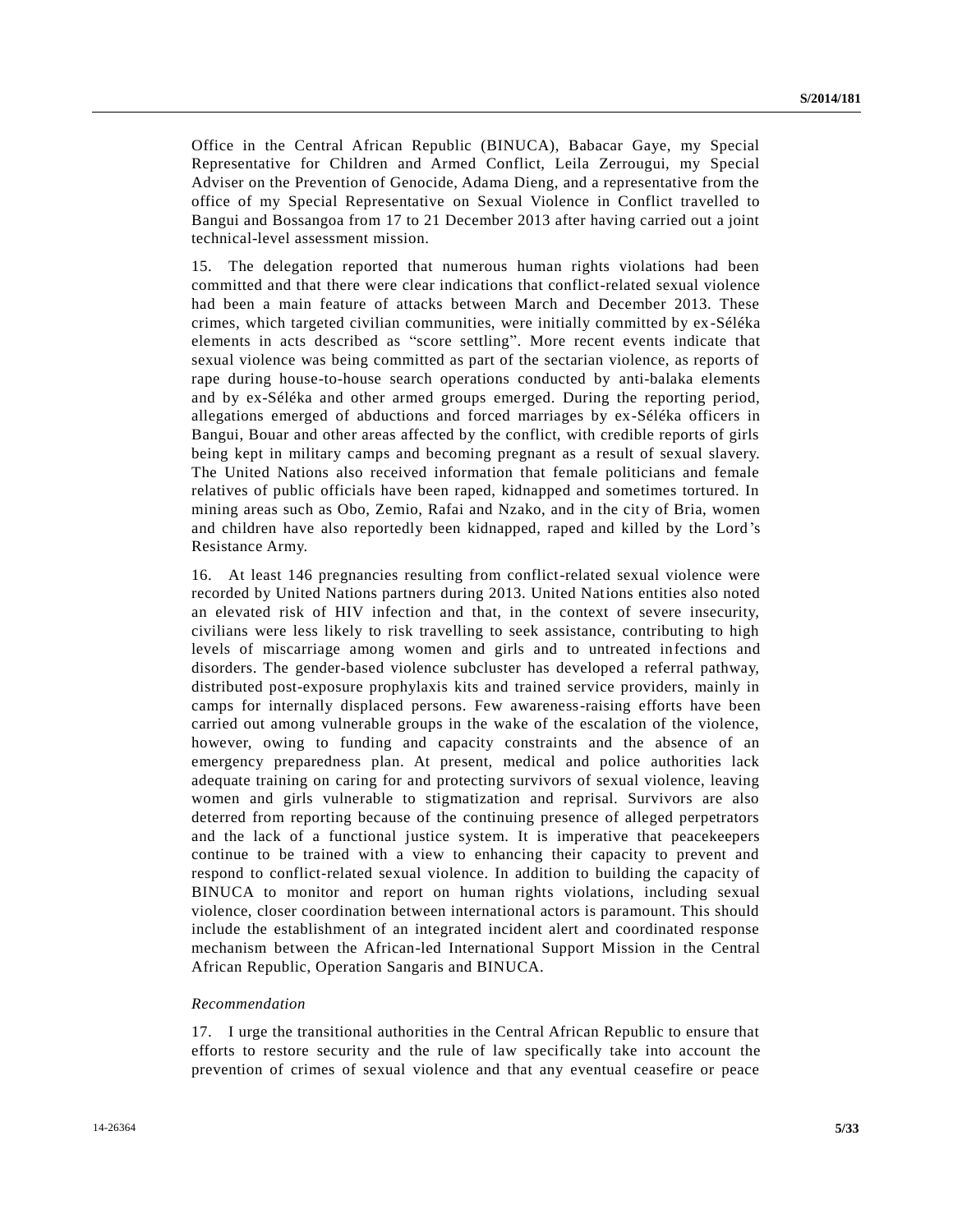Office in the Central African Republic (BINUCA), Babacar Gaye, my Special Representative for Children and Armed Conflict, Leila Zerrougui, my Special Adviser on the Prevention of Genocide, Adama Dieng, and a representative from the office of my Special Representative on Sexual Violence in Conflict travelled to Bangui and Bossangoa from 17 to 21 December 2013 after having carried out a joint technical-level assessment mission.

15. The delegation reported that numerous human rights violations had been committed and that there were clear indications that conflict-related sexual violence had been a main feature of attacks between March and December 2013. These crimes, which targeted civilian communities, were initially committed by ex-Séléka elements in acts described as "score settling". More recent events indicate that sexual violence was being committed as part of the sectarian violence, as reports of rape during house-to-house search operations conducted by anti-balaka elements and by ex-Séléka and other armed groups emerged. During the reporting period, allegations emerged of abductions and forced marriages by ex-Séléka officers in Bangui, Bouar and other areas affected by the conflict, with credible reports of girls being kept in military camps and becoming pregnant as a result of sexual slavery. The United Nations also received information that female politicians and female relatives of public officials have been raped, kidnapped and sometimes tortured. In mining areas such as Obo, Zemio, Rafai and Nzako, and in the city of Bria, women and children have also reportedly been kidnapped, raped and killed by the Lord's Resistance Army.

16. At least 146 pregnancies resulting from conflict-related sexual violence were recorded by United Nations partners during 2013. United Nations entities also noted an elevated risk of HIV infection and that, in the context of severe insecurity, civilians were less likely to risk travelling to seek assistance, contributing to high levels of miscarriage among women and girls and to untreated infections and disorders. The gender-based violence subcluster has developed a referral pathway, distributed post-exposure prophylaxis kits and trained service providers, mainly in camps for internally displaced persons. Few awareness-raising efforts have been carried out among vulnerable groups in the wake of the escalation of the violence, however, owing to funding and capacity constraints and the absence of an emergency preparedness plan. At present, medical and police authorities lack adequate training on caring for and protecting survivors of sexual violence, leaving women and girls vulnerable to stigmatization and reprisal. Survivors are also deterred from reporting because of the continuing presence of alleged perpetrators and the lack of a functional justice system. It is imperative that peacekeepers continue to be trained with a view to enhancing their capacity to prevent and respond to conflict-related sexual violence. In addition to building the capacity of BINUCA to monitor and report on human rights violations, including sexual violence, closer coordination between international actors is paramount. This should include the establishment of an integrated incident alert and coordinated response mechanism between the African-led International Support Mission in the Central African Republic, Operation Sangaris and BINUCA.

*Recommendation*

17. I urge the transitional authorities in the Central African Republic to ensure that efforts to restore security and the rule of law specifically take into account the prevention of crimes of sexual violence and that any eventual ceasefire or peace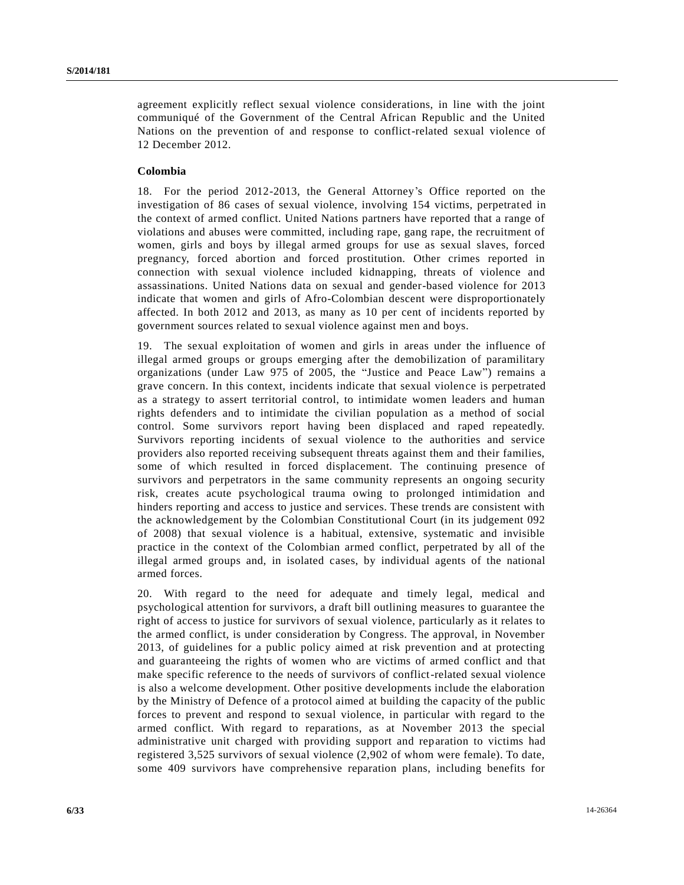agreement explicitly reflect sexual violence considerations, in line with the joint communiqué of the Government of the Central African Republic and the United Nations on the prevention of and response to conflict-related sexual violence of 12 December 2012.

**Colombia**

18. For the period 2012-2013, the General Attorney's Office reported on the investigation of 86 cases of sexual violence, involving 154 victims, perpetrated in the context of armed conflict. United Nations partners have reported that a range of violations and abuses were committed, including rape, gang rape, the recruitment of women, girls and boys by illegal armed groups for use as sexual slaves, forced pregnancy, forced abortion and forced prostitution. Other crimes reported in connection with sexual violence included kidnapping, threats of violence and assassinations. United Nations data on sexual and gender-based violence for 2013 indicate that women and girls of Afro-Colombian descent were disproportionately affected. In both 2012 and 2013, as many as 10 per cent of incidents reported by government sources related to sexual violence against men and boys.

19. The sexual exploitation of women and girls in areas under the influence of illegal armed groups or groups emerging after the demobilization of paramilitary organizations (under Law 975 of 2005, the "Justice and Peace Law") remains a grave concern. In this context, incidents indicate that sexual violence is perpetrated as a strategy to assert territorial control, to intimidate women leaders and human rights defenders and to intimidate the civilian population as a method of social control. Some survivors report having been displaced and raped repeatedly. Survivors reporting incidents of sexual violence to the authorities and service providers also reported receiving subsequent threats against them and their families, some of which resulted in forced displacement. The continuing presence of survivors and perpetrators in the same community represents an ongoing security risk, creates acute psychological trauma owing to prolonged intimidation and hinders reporting and access to justice and services. These trends are consistent with the acknowledgement by the Colombian Constitutional Court (in its judgement 092 of 2008) that sexual violence is a habitual, extensive, systematic and invisible practice in the context of the Colombian armed conflict, perpetrated by all of the illegal armed groups and, in isolated cases, by individual agents of the national armed forces.

20. With regard to the need for adequate and timely legal, medical and psychological attention for survivors, a draft bill outlining measures to guarantee the right of access to justice for survivors of sexual violence, particularly as it relates to the armed conflict, is under consideration by Congress. The approval, in November 2013, of guidelines for a public policy aimed at risk prevention and at protecting and guaranteeing the rights of women who are victims of armed conflict and that make specific reference to the needs of survivors of conflict-related sexual violence is also a welcome development. Other positive developments include the elaboration by the Ministry of Defence of a protocol aimed at building the capacity of the public forces to prevent and respond to sexual violence, in particular with regard to the armed conflict. With regard to reparations, as at November 2013 the special administrative unit charged with providing support and reparation to victims had registered 3,525 survivors of sexual violence (2,902 of whom were female). To date, some 409 survivors have comprehensive reparation plans, including benefits for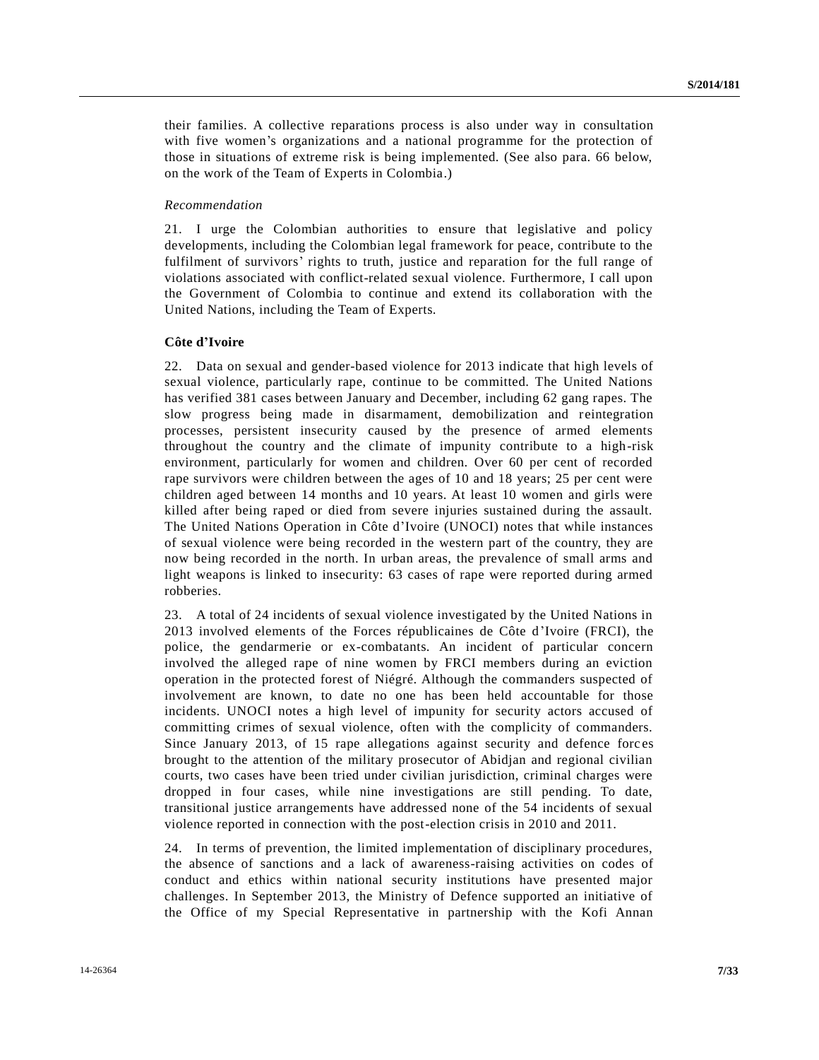their families. A collective reparations process is also under way in consultation with five women's organizations and a national programme for the protection of those in situations of extreme risk is being implemented. (See also para. 66 below, on the work of the Team of Experts in Colombia.)

*Recommendation*

21. I urge the Colombian authorities to ensure that legislative and policy developments, including the Colombian legal framework for peace, contribute to the fulfilment of survivors' rights to truth, justice and reparation for the full range of violations associated with conflict-related sexual violence. Furthermore, I call upon the Government of Colombia to continue and extend its collaboration with the United Nations, including the Team of Experts.

**Côte d'Ivoire**

22. Data on sexual and gender-based violence for 2013 indicate that high levels of sexual violence, particularly rape, continue to be committed. The United Nations has verified 381 cases between January and December, including 62 gang rapes. The slow progress being made in disarmament, demobilization and reintegration processes, persistent insecurity caused by the presence of armed elements throughout the country and the climate of impunity contribute to a high-risk environment, particularly for women and children. Over 60 per cent of recorded rape survivors were children between the ages of 10 and 18 years; 25 per cent were children aged between 14 months and 10 years. At least 10 women and girls were killed after being raped or died from severe injuries sustained during the assault. The United Nations Operation in Côte d'Ivoire (UNOCI) notes that while instances of sexual violence were being recorded in the western part of the country, they are now being recorded in the north. In urban areas, the prevalence of small arms and light weapons is linked to insecurity: 63 cases of rape were reported during armed robberies.

23. A total of 24 incidents of sexual violence investigated by the United Nations in 2013 involved elements of the Forces républicaines de Côte d'Ivoire (FRCI), the police, the gendarmerie or ex-combatants. An incident of particular concern involved the alleged rape of nine women by FRCI members during an eviction operation in the protected forest of Niégré. Although the commanders suspected of involvement are known, to date no one has been held accountable for those incidents. UNOCI notes a high level of impunity for security actors accused of committing crimes of sexual violence, often with the complicity of commanders. Since January 2013, of 15 rape allegations against security and defence forces brought to the attention of the military prosecutor of Abidjan and regional civilian courts, two cases have been tried under civilian jurisdiction, criminal charges were dropped in four cases, while nine investigations are still pending. To date, transitional justice arrangements have addressed none of the 54 incidents of sexual violence reported in connection with the post-election crisis in 2010 and 2011.

24. In terms of prevention, the limited implementation of disciplinary procedures, the absence of sanctions and a lack of awareness-raising activities on codes of conduct and ethics within national security institutions have presented major challenges. In September 2013, the Ministry of Defence supported an initiative of the Office of my Special Representative in partnership with the Kofi Annan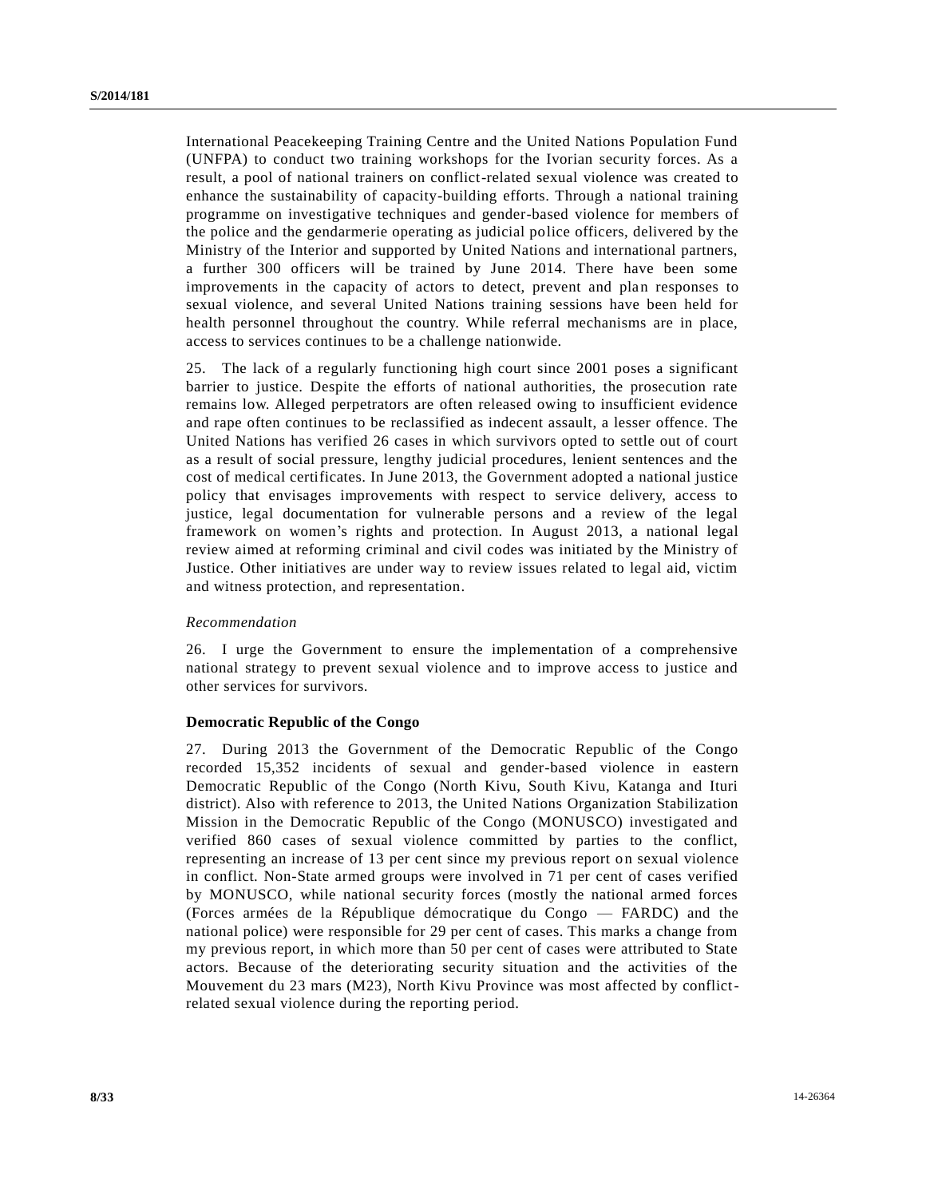International Peacekeeping Training Centre and the United Nations Population Fund (UNFPA) to conduct two training workshops for the Ivorian security forces. As a result, a pool of national trainers on conflict-related sexual violence was created to enhance the sustainability of capacity-building efforts. Through a national training programme on investigative techniques and gender-based violence for members of the police and the gendarmerie operating as judicial police officers, delivered by the Ministry of the Interior and supported by United Nations and international partners, a further 300 officers will be trained by June 2014. There have been some improvements in the capacity of actors to detect, prevent and plan responses to sexual violence, and several United Nations training sessions have been held for health personnel throughout the country. While referral mechanisms are in place, access to services continues to be a challenge nationwide.

25. The lack of a regularly functioning high court since 2001 poses a significant barrier to justice. Despite the efforts of national authorities, the prosecution rate remains low. Alleged perpetrators are often released owing to insufficient evidence and rape often continues to be reclassified as indecent assault, a lesser offence. The United Nations has verified 26 cases in which survivors opted to settle out of court as a result of social pressure, lengthy judicial procedures, lenient sentences and the cost of medical certificates. In June 2013, the Government adopted a national justice policy that envisages improvements with respect to service delivery, access to justice, legal documentation for vulnerable persons and a review of the legal framework on women's rights and protection. In August 2013, a national legal review aimed at reforming criminal and civil codes was initiated by the Ministry of Justice. Other initiatives are under way to review issues related to legal aid, victim and witness protection, and representation.

*Recommendation*

26. I urge the Government to ensure the implementation of a comprehensive national strategy to prevent sexual violence and to improve access to justice and other services for survivors.

**Democratic Republic of the Congo**

27. During 2013 the Government of the Democratic Republic of the Congo recorded 15,352 incidents of sexual and gender-based violence in eastern Democratic Republic of the Congo (North Kivu, South Kivu, Katanga and Ituri district). Also with reference to 2013, the United Nations Organization Stabilization Mission in the Democratic Republic of the Congo (MONUSCO) investigated and verified 860 cases of sexual violence committed by parties to the conflict, representing an increase of 13 per cent since my previous report on sexual violence in conflict. Non-State armed groups were involved in 71 per cent of cases verified by MONUSCO, while national security forces (mostly the national armed forces (Forces armées de la République démocratique du Congo — FARDC) and the national police) were responsible for 29 per cent of cases. This marks a change from my previous report, in which more than 50 per cent of cases were attributed to State actors. Because of the deteriorating security situation and the activities of the Mouvement du 23 mars (M23), North Kivu Province was most affected by conflict-related sexual violence during the reporting period.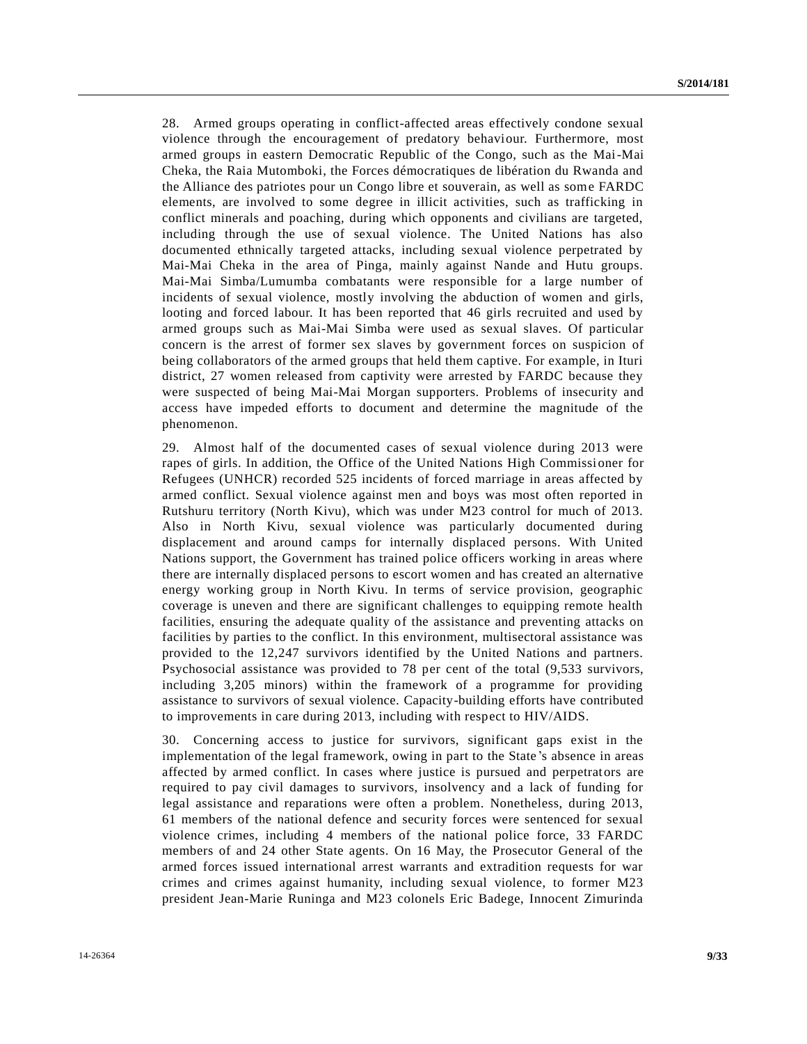28. Armed groups operating in conflict-affected areas effectively condone sexual violence through the encouragement of predatory behaviour. Furthermore, most armed groups in eastern Democratic Republic of the Congo, such as the Mai-Mai Cheka, the Raia Mutomboki, the Forces démocratiques de libération du Rwanda and the Alliance des patriotes pour un Congo libre et souverain, as well as some FARDC elements, are involved to some degree in illicit activities, such as trafficking in conflict minerals and poaching, during which opponents and civilians are targeted, including through the use of sexual violence. The United Nations has also documented ethnically targeted attacks, including sexual violence perpetrated by Mai-Mai Cheka in the area of Pinga, mainly against Nande and Hutu groups. Mai-Mai Simba/Lumumba combatants were responsible for a large number of incidents of sexual violence, mostly involving the abduction of women and girls, looting and forced labour. It has been reported that 46 girls recruited and used by armed groups such as Mai-Mai Simba were used as sexual slaves. Of particular concern is the arrest of former sex slaves by government forces on suspicion of being collaborators of the armed groups that held them captive. For example, in Ituri district, 27 women released from captivity were arrested by FARDC because they were suspected of being Mai-Mai Morgan supporters. Problems of insecurity and access have impeded efforts to document and determine the magnitude of the phenomenon.

29. Almost half of the documented cases of sexual violence during 2013 were rapes of girls. In addition, the Office of the United Nations High Commissioner for Refugees (UNHCR) recorded 525 incidents of forced marriage in areas affected by armed conflict. Sexual violence against men and boys was most often reported in Rutshuru territory (North Kivu), which was under M23 control for much of 2013. Also in North Kivu, sexual violence was particularly documented during displacement and around camps for internally displaced persons. With United Nations support, the Government has trained police officers working in areas where there are internally displaced persons to escort women and has created an alternative energy working group in North Kivu. In terms of service provision, geographic coverage is uneven and there are significant challenges to equipping remote health facilities, ensuring the adequate quality of the assistance and preventing attacks on facilities by parties to the conflict. In this environment, multisectoral assistance was provided to the 12,247 survivors identified by the United Nations and partners. Psychosocial assistance was provided to 78 per cent of the total (9,533 survivors, including 3,205 minors) within the framework of a programme for providing assistance to survivors of sexual violence. Capacity-building efforts have contributed to improvements in care during 2013, including with respect to HIV/AIDS.

30. Concerning access to justice for survivors, significant gaps exist in the implementation of the legal framework, owing in part to the State's absence in areas affected by armed conflict. In cases where justice is pursued and perpetrators are required to pay civil damages to survivors, insolvency and a lack of funding for legal assistance and reparations were often a problem. Nonetheless, during 2013, 61 members of the national defence and security forces were sentenced for sexual violence crimes, including 4 members of the national police force, 33 FARDC members of and 24 other State agents. On 16 May, the Prosecutor General of the armed forces issued international arrest warrants and extradition requests for war crimes and crimes against humanity, including sexual violence, to former M23 president Jean-Marie Runinga and M23 colonels Eric Badege, Innocent Zimurinda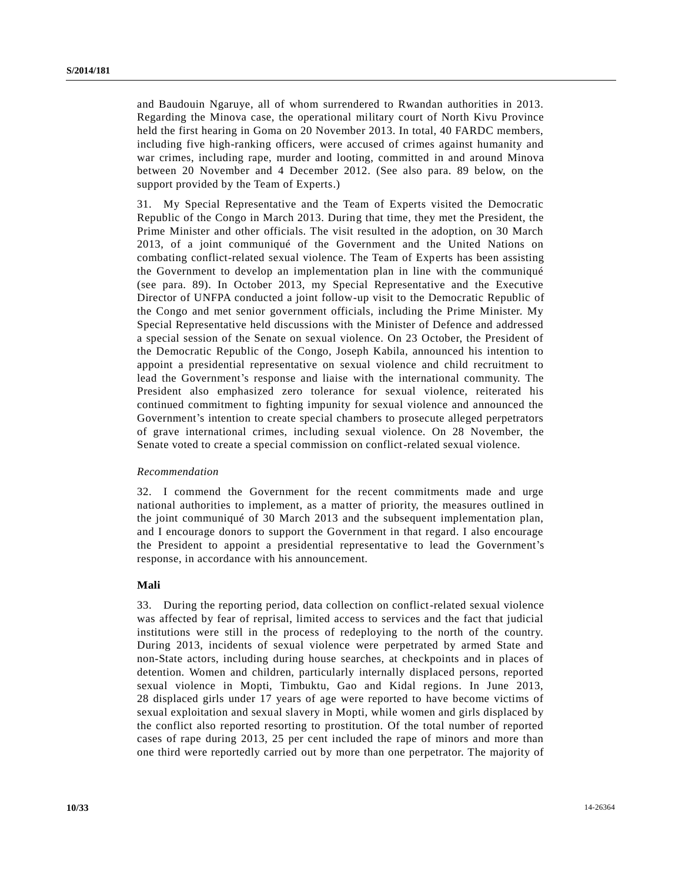and Baudouin Ngaruye, all of whom surrendered to Rwandan authorities in 2013. Regarding the Minova case, the operational military court of North Kivu Province held the first hearing in Goma on 20 November 2013. In total, 40 FARDC members, including five high-ranking officers, were accused of crimes against humanity and war crimes, including rape, murder and looting, committed in and around Minova between 20 November and 4 December 2012. (See also para. 89 below, on the support provided by the Team of Experts.)

31. My Special Representative and the Team of Experts visited the Democratic Republic of the Congo in March 2013. During that time, they met the President, the Prime Minister and other officials. The visit resulted in the adoption, on 30 March 2013, of a joint communiqué of the Government and the United Nations on combating conflict-related sexual violence. The Team of Experts has been assisting the Government to develop an implementation plan in line with the communiqué (see para. 89). In October 2013, my Special Representative and the Executive Director of UNFPA conducted a joint follow-up visit to the Democratic Republic of the Congo and met senior government officials, including the Prime Minister. My Special Representative held discussions with the Minister of Defence and addressed a special session of the Senate on sexual violence. On 23 October, the President of the Democratic Republic of the Congo, Joseph Kabila, announced his intention to appoint a presidential representative on sexual violence and child recruitment to lead the Government's response and liaise with the international community. The President also emphasized zero tolerance for sexual violence, reiterated his continued commitment to fighting impunity for sexual violence and announced the Government's intention to create special chambers to prosecute alleged perpetrators of grave international crimes, including sexual violence. On 28 November, the Senate voted to create a special commission on conflict-related sexual violence.

*Recommendation*

32. I commend the Government for the recent commitments made and urge national authorities to implement, as a matter of priority, the measures outlined in the joint communiqué of 30 March 2013 and the subsequent implementation plan, and I encourage donors to support the Government in that regard. I also encourage the President to appoint a presidential representative to lead the Government's response, in accordance with his announcement.

### Mali

33. During the reporting period, data collection on conflict-related sexual violence was affected by fear of reprisal, limited access to services and the fact that judicial institutions were still in the process of redeploying to the north of the country. During 2013, incidents of sexual violence were perpetrated by armed State and non-State actors, including during house searches, at checkpoints and in places of detention. Women and children, particularly internally displaced persons, reported sexual violence in Mopti, Timbuktu, Gao and Kidal regions. In June 2013, 28 displaced girls under 17 years of age were reported to have become victims of sexual exploitation and sexual slavery in Mopti, while women and girls displaced by the conflict also reported resorting to prostitution. Of the total number of reported cases of rape during 2013, 25 per cent included the rape of minors and more than one third were reportedly carried out by more than one perpetrator. The majority of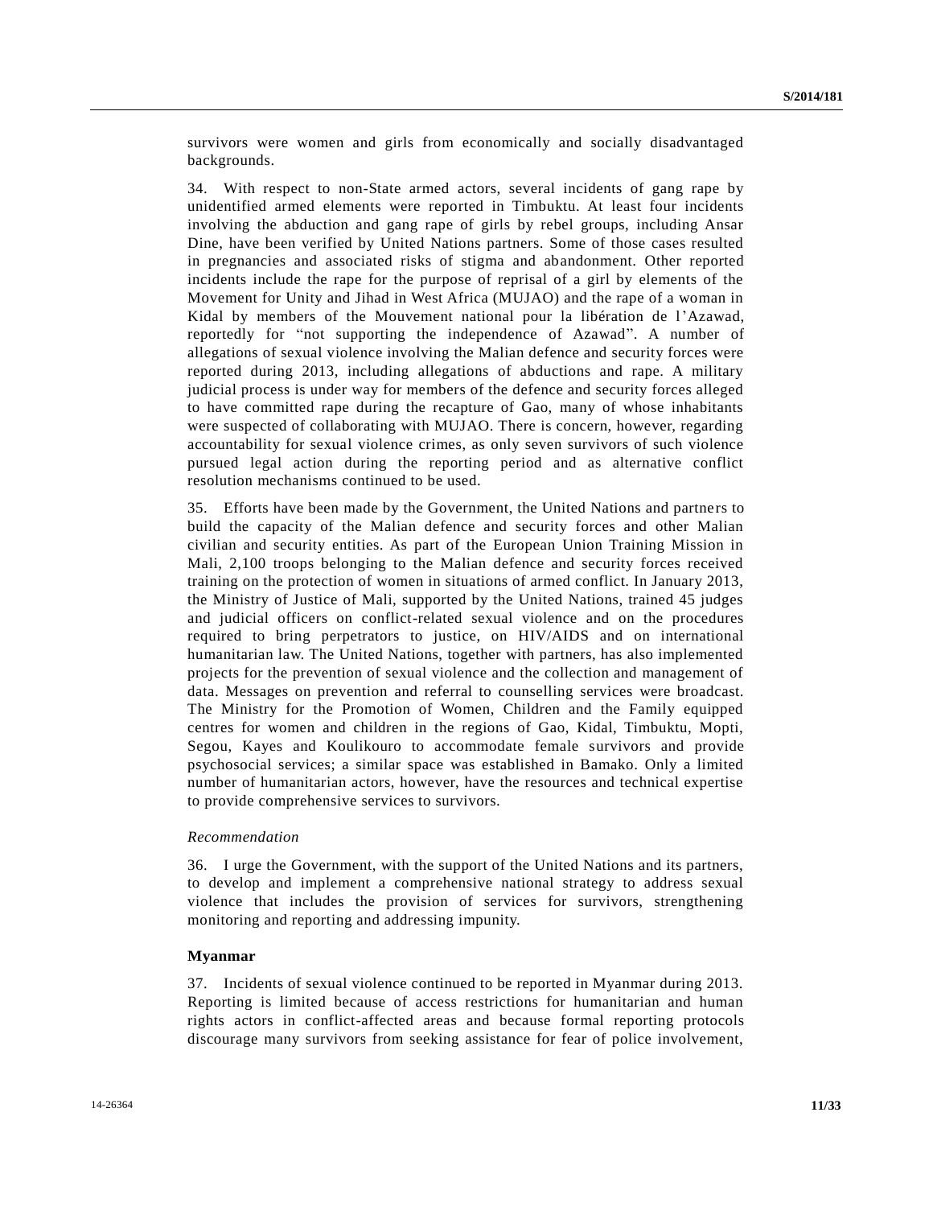survivors were women and girls from economically and socially disadvantaged backgrounds.

34. With respect to non-State armed actors, several incidents of gang rape by unidentified armed elements were reported in Timbuktu. At least four incidents involving the abduction and gang rape of girls by rebel groups, including Ansar Dine, have been verified by United Nations partners. Some of those cases resulted in pregnancies and associated risks of stigma and abandonment. Other reported incidents include the rape for the purpose of reprisal of a girl by elements of the Movement for Unity and Jihad in West Africa (MUJAO) and the rape of a woman in Kidal by members of the Mouvement national pour la libération de l'Azawad, reportedly for "not supporting the independence of Azawad". A number of allegations of sexual violence involving the Malian defence and security forces were reported during 2013, including allegations of abductions and rape. A military judicial process is under way for members of the defence and security forces alleged to have committed rape during the recapture of Gao, many of whose inhabitants were suspected of collaborating with MUJAO. There is concern, however, regarding accountability for sexual violence crimes, as only seven survivors of such violence pursued legal action during the reporting period and as alternative conflict resolution mechanisms continued to be used.

35. Efforts have been made by the Government, the United Nations and partners to build the capacity of the Malian defence and security forces and other Malian civilian and security entities. As part of the European Union Training Mission in Mali, 2,100 troops belonging to the Malian defence and security forces received training on the protection of women in situations of armed conflict. In January 2013, the Ministry of Justice of Mali, supported by the United Nations, trained 45 judges and judicial officers on conflict-related sexual violence and on the procedures required to bring perpetrators to justice, on HIV/AIDS and on international humanitarian law. The United Nations, together with partners, has also implemented projects for the prevention of sexual violence and the collection and management of data. Messages on prevention and referral to counselling services were broadcast. The Ministry for the Promotion of Women, Children and the Family equipped centres for women and children in the regions of Gao, Kidal, Timbuktu, Mopti, Segou, Kayes and Koulikouro to accommodate female survivors and provide psychosocial services; a similar space was established in Bamako. Only a limited number of humanitarian actors, however, have the resources and technical expertise to provide comprehensive services to survivors.

*Recommendation*

36. I urge the Government, with the support of the United Nations and its partners, to develop and implement a comprehensive national strategy to address sexual violence that includes the provision of services for survivors, strengthening monitoring and reporting and addressing impunity.

**Myanmar**

37. Incidents of sexual violence continued to be reported in Myanmar during 2013. Reporting is limited because of access restrictions for humanitarian and human rights actors in conflict-affected areas and because formal reporting protocols discourage many survivors from seeking assistance for fear of police involvement,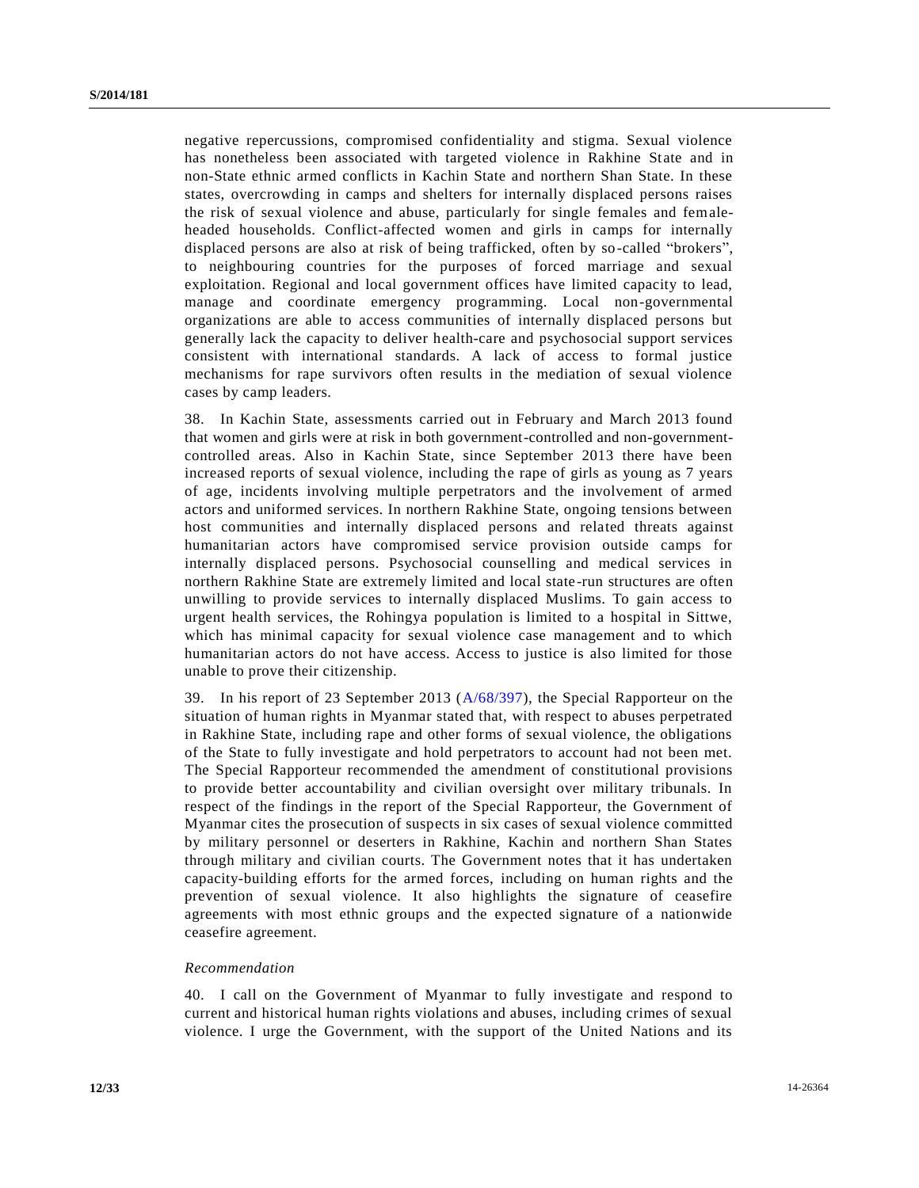negative repercussions, compromised confidentiality and stigma. Sexual violence has nonetheless been associated with targeted violence in Rakhine State and in non-State ethnic armed conflicts in Kachin State and northern Shan State. In these states, overcrowding in camps and shelters for internally displaced persons raises the risk of sexual violence and abuse, particularly for single females and female-headed households. Conflict-affected women and girls in camps for internally displaced persons are also at risk of being trafficked, often by so-called "brokers", to neighbouring countries for the purposes of forced marriage and sexual exploitation. Regional and local government offices have limited capacity to lead, manage and coordinate emergency programming. Local non-governmental organizations are able to access communities of internally displaced persons but generally lack the capacity to deliver health-care and psychosocial support services consistent with international standards. A lack of access to formal justice mechanisms for rape survivors often results in the mediation of sexual violence cases by camp leaders.

38. In Kachin State, assessments carried out in February and March 2013 found that women and girls were at risk in both government-controlled and non-government-controlled areas. Also in Kachin State, since September 2013 there have been increased reports of sexual violence, including the rape of girls as young as 7 years of age, incidents involving multiple perpetrators and the involvement of armed actors and uniformed services. In northern Rakhine State, ongoing tensions between host communities and internally displaced persons and related threats against humanitarian actors have compromised service provision outside camps for internally displaced persons. Psychosocial counselling and medical services in northern Rakhine State are extremely limited and local state-run structures are often unwilling to provide services to internally displaced Muslims. To gain access to urgent health services, the Rohingya population is limited to a hospital in Sittwe, which has minimal capacity for sexual violence case management and to which humanitarian actors do not have access. Access to justice is also limited for those unable to prove their citizenship.

39. In his report of 23 September 2013 (A/68/397), the Special Rapporteur on the situation of human rights in Myanmar stated that, with respect to abuses perpetrated in Rakhine State, including rape and other forms of sexual violence, the obligations of the State to fully investigate and hold perpetrators to account had not been met. The Special Rapporteur recommended the amendment of constitutional provisions to provide better accountability and civilian oversight over military tribunals. In respect of the findings in the report of the Special Rapporteur, the Government of Myanmar cites the prosecution of suspects in six cases of sexual violence committed by military personnel or deserters in Rakhine, Kachin and northern Shan States through military and civilian courts. The Government notes that it has undertaken capacity-building efforts for the armed forces, including on human rights and the prevention of sexual violence. It also highlights the signature of ceasefire agreements with most ethnic groups and the expected signature of a nationwide ceasefire agreement.

*Recommendation*

40. I call on the Government of Myanmar to fully investigate and respond to current and historical human rights violations and abuses, including crimes of sexual violence. I urge the Government, with the support of the United Nations and its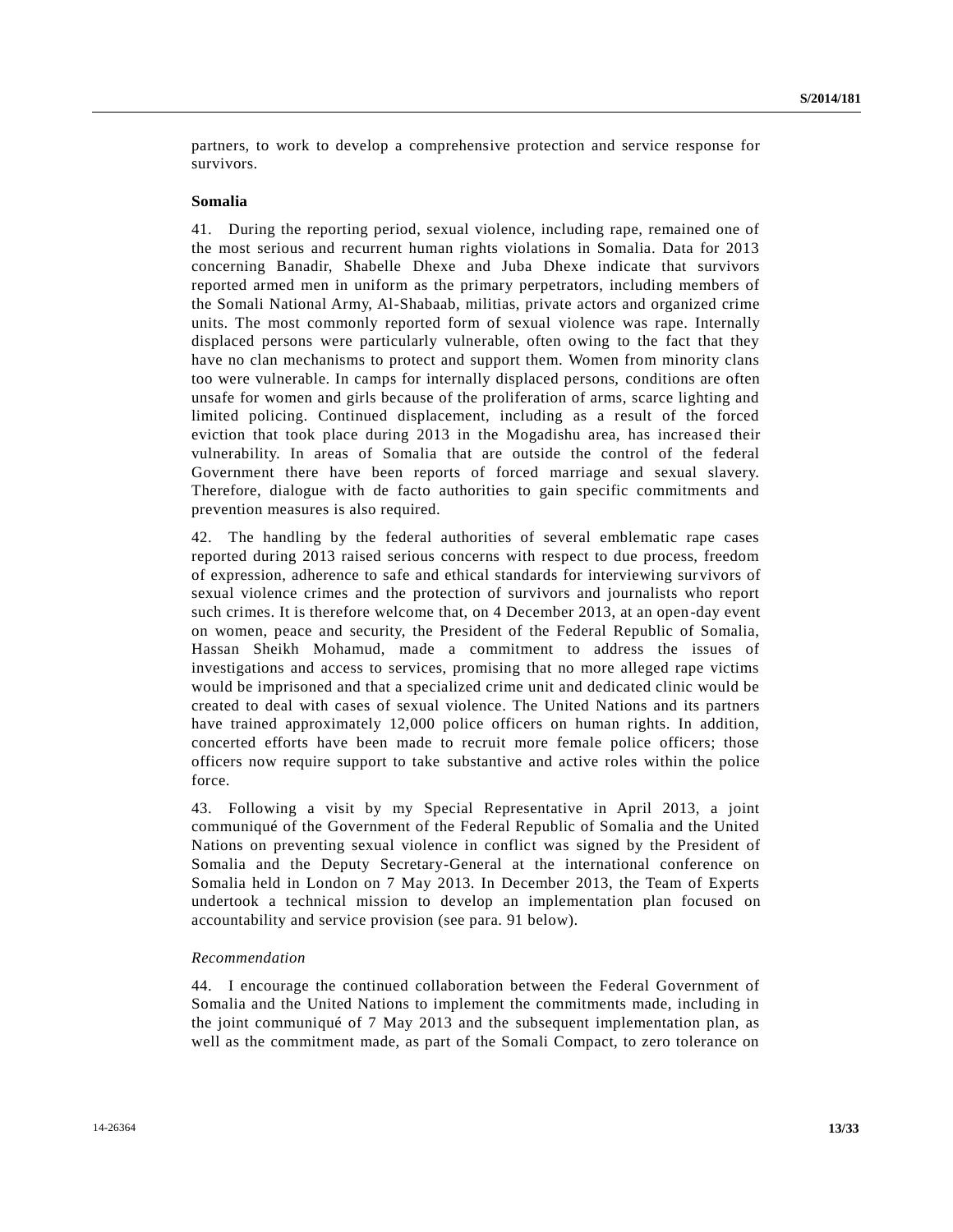partners, to work to develop a comprehensive protection and service response for survivors.

**Somalia**

41. During the reporting period, sexual violence, including rape, remained one of the most serious and recurrent human rights violations in Somalia. Data for 2013 concerning Banadir, Shabelle Dhexe and Juba Dhexe indicate that survivors reported armed men in uniform as the primary perpetrators, including members of the Somali National Army, Al-Shabaab, militias, private actors and organized crime units. The most commonly reported form of sexual violence was rape. Internally displaced persons were particularly vulnerable, often owing to the fact that they have no clan mechanisms to protect and support them. Women from minority clans too were vulnerable. In camps for internally displaced persons, conditions are often unsafe for women and girls because of the proliferation of arms, scarce lighting and limited policing. Continued displacement, including as a result of the forced eviction that took place during 2013 in the Mogadishu area, has increased their vulnerability. In areas of Somalia that are outside the control of the federal Government there have been reports of forced marriage and sexual slavery. Therefore, dialogue with de facto authorities to gain specific commitments and prevention measures is also required.

42. The handling by the federal authorities of several emblematic rape cases reported during 2013 raised serious concerns with respect to due process, freedom of expression, adherence to safe and ethical standards for interviewing survivors of sexual violence crimes and the protection of survivors and journalists who report such crimes. It is therefore welcome that, on 4 December 2013, at an open-day event on women, peace and security, the President of the Federal Republic of Somalia, Hassan Sheikh Mohamud, made a commitment to address the issues of investigations and access to services, promising that no more alleged rape victims would be imprisoned and that a specialized crime unit and dedicated clinic would be created to deal with cases of sexual violence. The United Nations and its partners have trained approximately 12,000 police officers on human rights. In addition, concerted efforts have been made to recruit more female police officers; those officers now require support to take substantive and active roles within the police force.

43. Following a visit by my Special Representative in April 2013, a joint communiqué of the Government of the Federal Republic of Somalia and the United Nations on preventing sexual violence in conflict was signed by the President of Somalia and the Deputy Secretary-General at the international conference on Somalia held in London on 7 May 2013. In December 2013, the Team of Experts undertook a technical mission to develop an implementation plan focused on accountability and service provision (see para. 91 below).

*Recommendation*

44. I encourage the continued collaboration between the Federal Government of Somalia and the United Nations to implement the commitments made, including in the joint communiqué of 7 May 2013 and the subsequent implementation plan, as well as the commitment made, as part of the Somali Compact, to zero tolerance on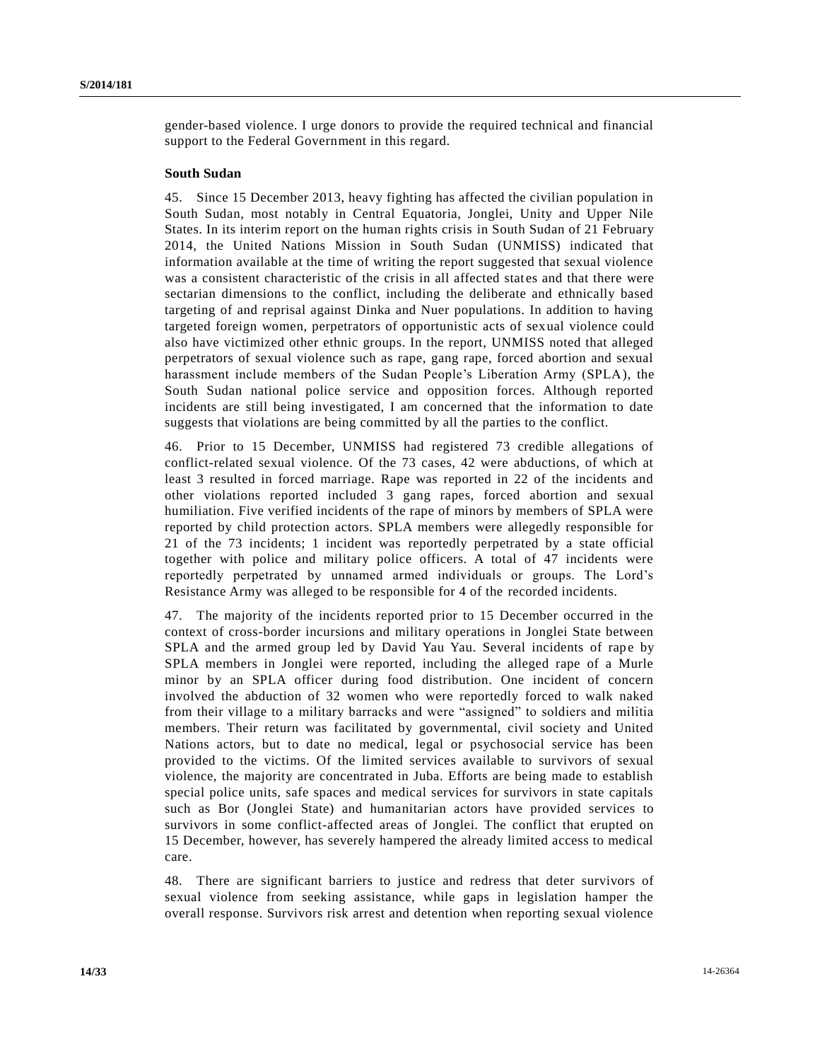gender-based violence. I urge donors to provide the required technical and financial support to the Federal Government in this regard.

**South Sudan**

45. Since 15 December 2013, heavy fighting has affected the civilian population in South Sudan, most notably in Central Equatoria, Jonglei, Unity and Upper Nile States. In its interim report on the human rights crisis in South Sudan of 21 February 2014, the United Nations Mission in South Sudan (UNMISS) indicated that information available at the time of writing the report suggested that sexual violence was a consistent characteristic of the crisis in all affected states and that there were sectarian dimensions to the conflict, including the deliberate and ethnically based targeting of and reprisal against Dinka and Nuer populations. In addition to having targeted foreign women, perpetrators of opportunistic acts of sexual violence could also have victimized other ethnic groups. In the report, UNMISS noted that alleged perpetrators of sexual violence such as rape, gang rape, forced abortion and sexual harassment include members of the Sudan People's Liberation Army (SPLA), the South Sudan national police service and opposition forces. Although reported incidents are still being investigated, I am concerned that the information to date suggests that violations are being committed by all the parties to the conflict.

46. Prior to 15 December, UNMISS had registered 73 credible allegations of conflict-related sexual violence. Of the 73 cases, 42 were abductions, of which at least 3 resulted in forced marriage. Rape was reported in 22 of the incidents and other violations reported included 3 gang rapes, forced abortion and sexual humiliation. Five verified incidents of the rape of minors by members of SPLA were reported by child protection actors. SPLA members were allegedly responsible for 21 of the 73 incidents; 1 incident was reportedly perpetrated by a state official together with police and military police officers. A total of 47 incidents were reportedly perpetrated by unnamed armed individuals or groups. The Lord's Resistance Army was alleged to be responsible for 4 of the recorded incidents.

47. The majority of the incidents reported prior to 15 December occurred in the context of cross-border incursions and military operations in Jonglei State between SPLA and the armed group led by David Yau Yau. Several incidents of rape by SPLA members in Jonglei were reported, including the alleged rape of a Murle minor by an SPLA officer during food distribution. One incident of concern involved the abduction of 32 women who were reportedly forced to walk naked from their village to a military barracks and were "assigned" to soldiers and militia members. Their return was facilitated by governmental, civil society and United Nations actors, but to date no medical, legal or psychosocial service has been provided to the victims. Of the limited services available to survivors of sexual violence, the majority are concentrated in Juba. Efforts are being made to establish special police units, safe spaces and medical services for survivors in state capitals such as Bor (Jonglei State) and humanitarian actors have provided services to survivors in some conflict-affected areas of Jonglei. The conflict that erupted on 15 December, however, has severely hampered the already limited access to medical care.

48. There are significant barriers to justice and redress that deter survivors of sexual violence from seeking assistance, while gaps in legislation hamper the overall response. Survivors risk arrest and detention when reporting sexual violence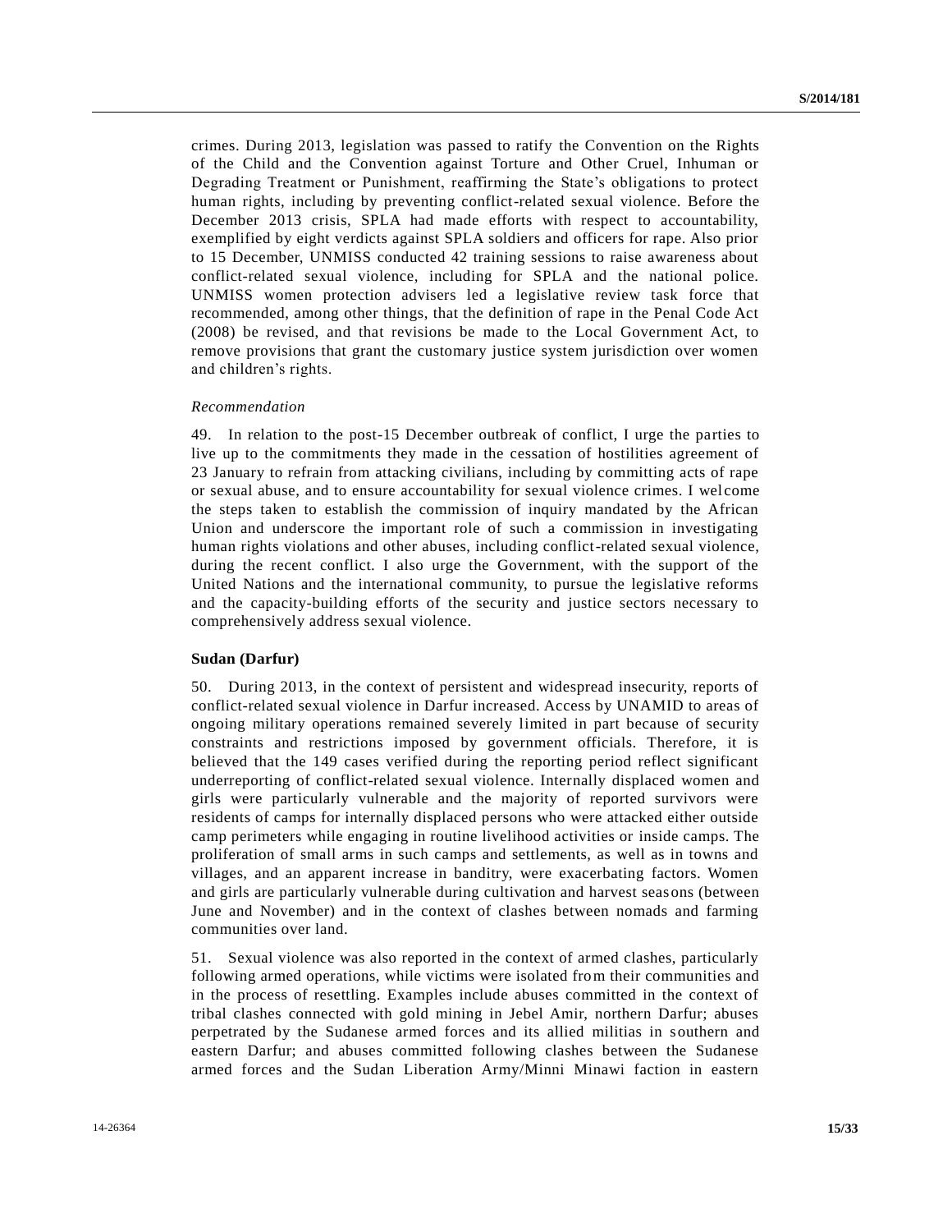crimes. During 2013, legislation was passed to ratify the Convention on the Rights of the Child and the Convention against Torture and Other Cruel, Inhuman or Degrading Treatment or Punishment, reaffirming the State's obligations to protect human rights, including by preventing conflict-related sexual violence. Before the December 2013 crisis, SPLA had made efforts with respect to accountability, exemplified by eight verdicts against SPLA soldiers and officers for rape. Also prior to 15 December, UNMISS conducted 42 training sessions to raise awareness about conflict-related sexual violence, including for SPLA and the national police. UNMISS women protection advisers led a legislative review task force that recommended, among other things, that the definition of rape in the Penal Code Act (2008) be revised, and that revisions be made to the Local Government Act, to remove provisions that grant the customary justice system jurisdiction over women and children's rights.

*Recommendation*

49. In relation to the post-15 December outbreak of conflict, I urge the parties to live up to the commitments they made in the cessation of hostilities agreement of 23 January to refrain from attacking civilians, including by committing acts of rape or sexual abuse, and to ensure accountability for sexual violence crimes. I welcome the steps taken to establish the commission of inquiry mandated by the African Union and underscore the important role of such a commission in investigating human rights violations and other abuses, including conflict-related sexual violence, during the recent conflict. I also urge the Government, with the support of the United Nations and the international community, to pursue the legislative reforms and the capacity-building efforts of the security and justice sectors necessary to comprehensively address sexual violence.

**Sudan (Darfur)**

50. During 2013, in the context of persistent and widespread insecurity, reports of conflict-related sexual violence in Darfur increased. Access by UNAMID to areas of ongoing military operations remained severely limited in part because of security constraints and restrictions imposed by government officials. Therefore, it is believed that the 149 cases verified during the reporting period reflect significant underreporting of conflict-related sexual violence. Internally displaced women and girls were particularly vulnerable and the majority of reported survivors were residents of camps for internally displaced persons who were attacked either outside camp perimeters while engaging in routine livelihood activities or inside camps. The proliferation of small arms in such camps and settlements, as well as in towns and villages, and an apparent increase in banditry, were exacerbating factors. Women and girls are particularly vulnerable during cultivation and harvest seasons (between June and November) and in the context of clashes between nomads and farming communities over land.

51. Sexual violence was also reported in the context of armed clashes, particularly following armed operations, while victims were isolated from their communities and in the process of resettling. Examples include abuses committed in the context of tribal clashes connected with gold mining in Jebel Amir, northern Darfur; abuses perpetrated by the Sudanese armed forces and its allied militias in southern and eastern Darfur; and abuses committed following clashes between the Sudanese armed forces and the Sudan Liberation Army/Minni Minawi faction in eastern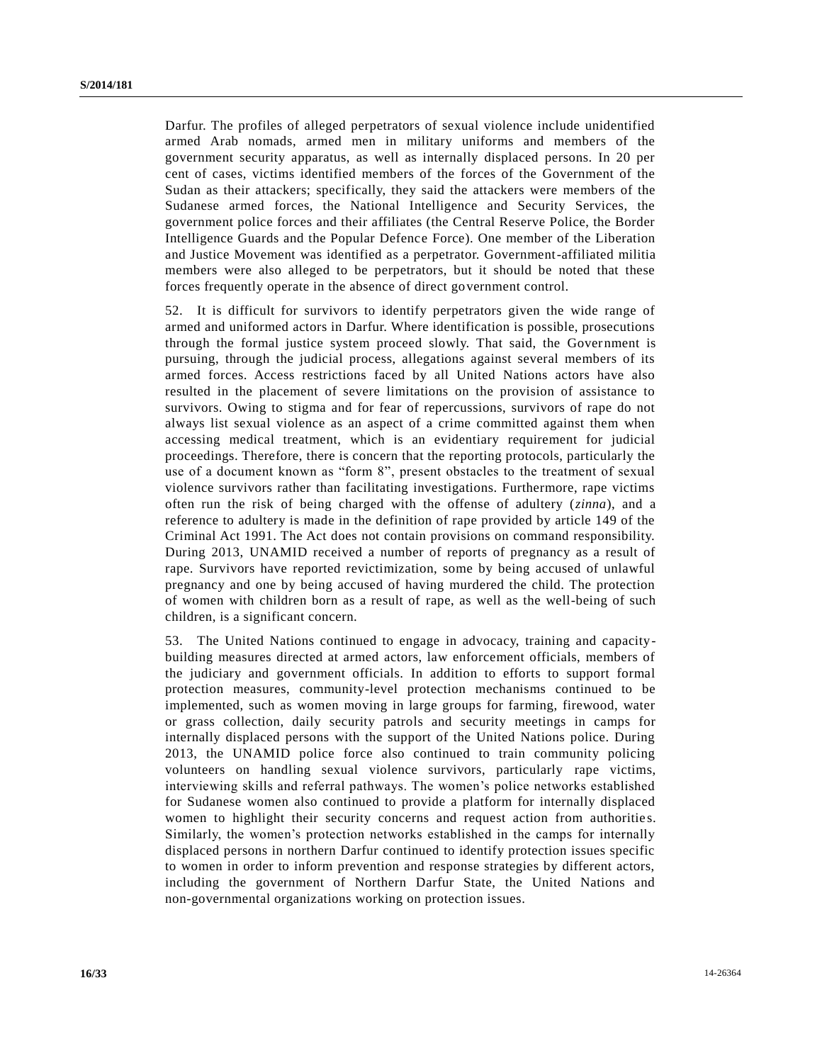Darfur. The profiles of alleged perpetrators of sexual violence include unidentified armed Arab nomads, armed men in military uniforms and members of the government security apparatus, as well as internally displaced persons. In 20 per cent of cases, victims identified members of the forces of the Government of the Sudan as their attackers; specifically, they said the attackers were members of the Sudanese armed forces, the National Intelligence and Security Services, the government police forces and their affiliates (the Central Reserve Police, the Border Intelligence Guards and the Popular Defence Force). One member of the Liberation and Justice Movement was identified as a perpetrator. Government-affiliated militia members were also alleged to be perpetrators, but it should be noted that these forces frequently operate in the absence of direct government control.

52. It is difficult for survivors to identify perpetrators given the wide range of armed and uniformed actors in Darfur. Where identification is possible, prosecutions through the formal justice system proceed slowly. That said, the Government is pursuing, through the judicial process, allegations against several members of its armed forces. Access restrictions faced by all United Nations actors have also resulted in the placement of severe limitations on the provision of assistance to survivors. Owing to stigma and for fear of repercussions, survivors of rape do not always list sexual violence as an aspect of a crime committed against them when accessing medical treatment, which is an evidentiary requirement for judicial proceedings. Therefore, there is concern that the reporting protocols, particularly the use of a document known as "form 8", present obstacles to the treatment of sexual violence survivors rather than facilitating investigations. Furthermore, rape victims often run the risk of being charged with the offense of adultery (*zinna*), and a reference to adultery is made in the definition of rape provided by article 149 of the Criminal Act 1991. The Act does not contain provisions on command responsibility. During 2013, UNAMID received a number of reports of pregnancy as a result of rape. Survivors have reported revictimization, some by being accused of unlawful pregnancy and one by being accused of having murdered the child. The protection of women with children born as a result of rape, as well as the well-being of such children, is a significant concern.

53. The United Nations continued to engage in advocacy, training and capacity-building measures directed at armed actors, law enforcement officials, members of the judiciary and government officials. In addition to efforts to support formal protection measures, community-level protection mechanisms continued to be implemented, such as women moving in large groups for farming, firewood, water or grass collection, daily security patrols and security meetings in camps for internally displaced persons with the support of the United Nations police. During 2013, the UNAMID police force also continued to train community policing volunteers on handling sexual violence survivors, particularly rape victims, interviewing skills and referral pathways. The women's police networks established for Sudanese women also continued to provide a platform for internally displaced women to highlight their security concerns and request action from authorities. Similarly, the women's protection networks established in the camps for internally displaced persons in northern Darfur continued to identify protection issues specific to women in order to inform prevention and response strategies by different actors, including the government of Northern Darfur State, the United Nations and non-governmental organizations working on protection issues.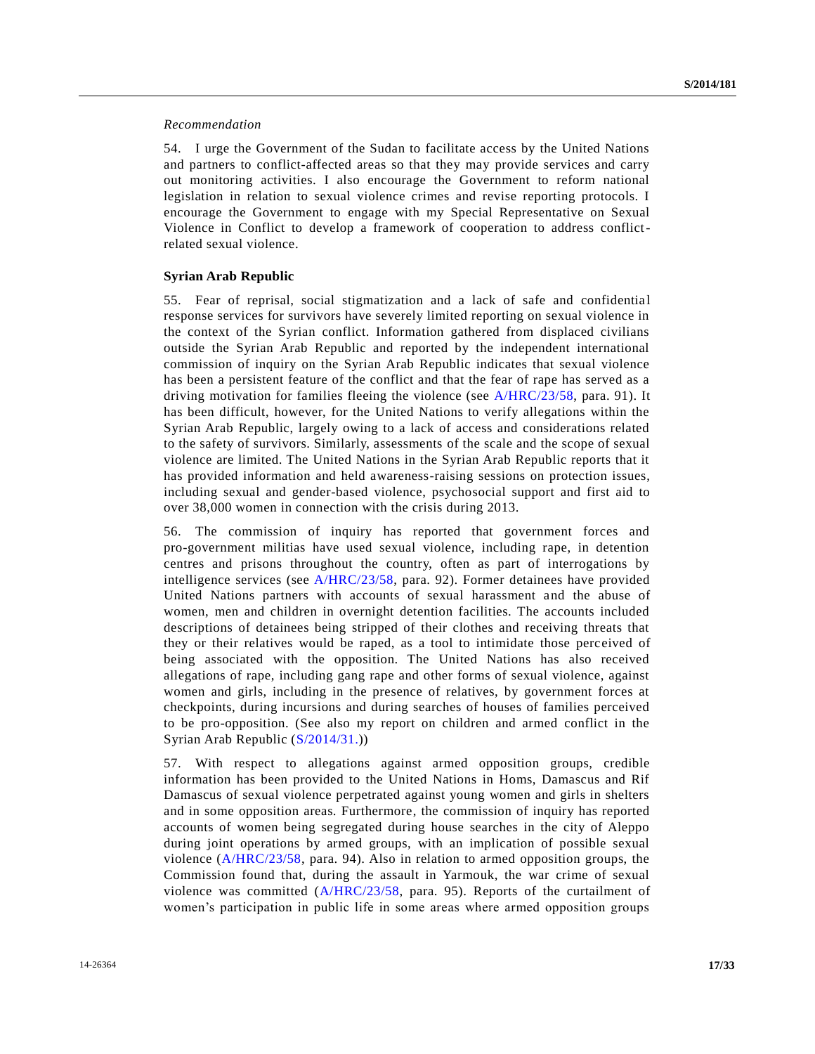*Recommendation*

54. I urge the Government of the Sudan to facilitate access by the United Nations and partners to conflict-affected areas so that they may provide services and carry out monitoring activities. I also encourage the Government to reform national legislation in relation to sexual violence crimes and revise reporting protocols. I encourage the Government to engage with my Special Representative on Sexual Violence in Conflict to develop a framework of cooperation to address conflict-related sexual violence.

**Syrian Arab Republic**

55. Fear of reprisal, social stigmatization and a lack of safe and confidential response services for survivors have severely limited reporting on sexual violence in the context of the Syrian conflict. Information gathered from displaced civilians outside the Syrian Arab Republic and reported by the independent international commission of inquiry on the Syrian Arab Republic indicates that sexual violence has been a persistent feature of the conflict and that the fear of rape has served as a driving motivation for families fleeing the violence (see A/HRC/23/58, para. 91). It has been difficult, however, for the United Nations to verify allegations within the Syrian Arab Republic, largely owing to a lack of access and considerations related to the safety of survivors. Similarly, assessments of the scale and the scope of sexual violence are limited. The United Nations in the Syrian Arab Republic reports that it has provided information and held awareness-raising sessions on protection issues, including sexual and gender-based violence, psychosocial support and first aid to over 38,000 women in connection with the crisis during 2013.

56. The commission of inquiry has reported that government forces and pro-government militias have used sexual violence, including rape, in detention centres and prisons throughout the country, often as part of interrogations by intelligence services (see A/HRC/23/58, para. 92). Former detainees have provided United Nations partners with accounts of sexual harassment and the abuse of women, men and children in overnight detention facilities. The accounts included descriptions of detainees being stripped of their clothes and receiving threats that they or their relatives would be raped, as a tool to intimidate those perceived of being associated with the opposition. The United Nations has also received allegations of rape, including gang rape and other forms of sexual violence, against women and girls, including in the presence of relatives, by government forces at checkpoints, during incursions and during searches of houses of families perceived to be pro-opposition. (See also my report on children and armed conflict in the Syrian Arab Republic (S/2014/31.))

57. With respect to allegations against armed opposition groups, credible information has been provided to the United Nations in Homs, Damascus and Rif Damascus of sexual violence perpetrated against young women and girls in shelters and in some opposition areas. Furthermore, the commission of inquiry has reported accounts of women being segregated during house searches in the city of Aleppo during joint operations by armed groups, with an implication of possible sexual violence (A/HRC/23/58, para. 94). Also in relation to armed opposition groups, the Commission found that, during the assault in Yarmouk, the war crime of sexual violence was committed (A/HRC/23/58, para. 95). Reports of the curtailment of women's participation in public life in some areas where armed opposition groups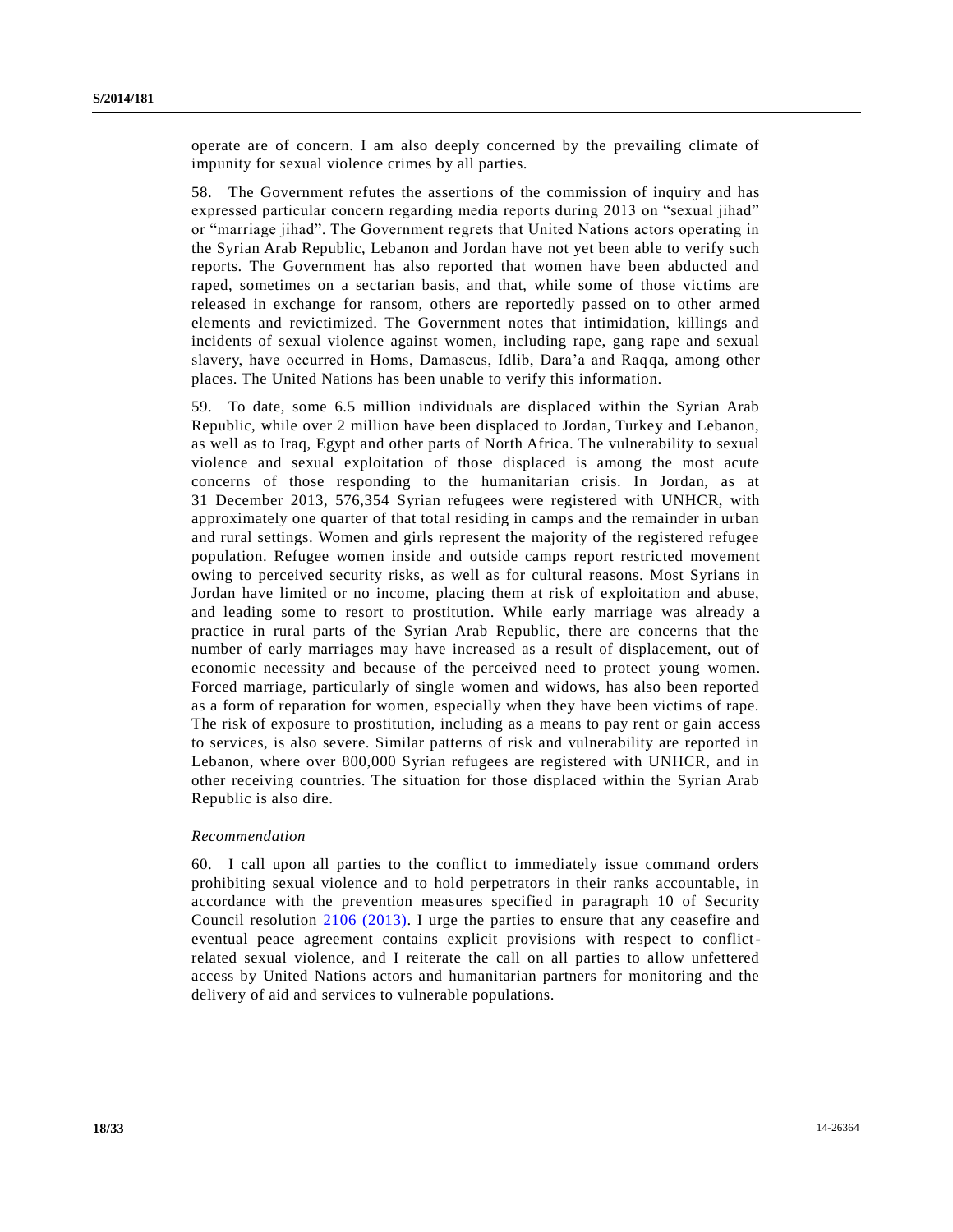operate are of concern. I am also deeply concerned by the prevailing climate of impunity for sexual violence crimes by all parties.

58. The Government refutes the assertions of the commission of inquiry and has expressed particular concern regarding media reports during 2013 on "sexual jihad" or "marriage jihad". The Government regrets that United Nations actors operating in the Syrian Arab Republic, Lebanon and Jordan have not yet been able to verify such reports. The Government has also reported that women have been abducted and raped, sometimes on a sectarian basis, and that, while some of those victims are released in exchange for ransom, others are reportedly passed on to other armed elements and revictimized. The Government notes that intimidation, killings and incidents of sexual violence against women, including rape, gang rape and sexual slavery, have occurred in Homs, Damascus, Idlib, Dara'a and Raqqa, among other places. The United Nations has been unable to verify this information.

59. To date, some 6.5 million individuals are displaced within the Syrian Arab Republic, while over 2 million have been displaced to Jordan, Turkey and Lebanon, as well as to Iraq, Egypt and other parts of North Africa. The vulnerability to sexual violence and sexual exploitation of those displaced is among the most acute concerns of those responding to the humanitarian crisis. In Jordan, as at 31 December 2013, 576,354 Syrian refugees were registered with UNHCR, with approximately one quarter of that total residing in camps and the remainder in urban and rural settings. Women and girls represent the majority of the registered refugee population. Refugee women inside and outside camps report restricted movement owing to perceived security risks, as well as for cultural reasons. Most Syrians in Jordan have limited or no income, placing them at risk of exploitation and abuse, and leading some to resort to prostitution. While early marriage was already a practice in rural parts of the Syrian Arab Republic, there are concerns that the number of early marriages may have increased as a result of displacement, out of economic necessity and because of the perceived need to protect young women. Forced marriage, particularly of single women and widows, has also been reported as a form of reparation for women, especially when they have been victims of rape. The risk of exposure to prostitution, including as a means to pay rent or gain access to services, is also severe. Similar patterns of risk and vulnerability are reported in Lebanon, where over 800,000 Syrian refugees are registered with UNHCR, and in other receiving countries. The situation for those displaced within the Syrian Arab Republic is also dire.

*Recommendation*

60. I call upon all parties to the conflict to immediately issue command orders prohibiting sexual violence and to hold perpetrators in their ranks accountable, in accordance with the prevention measures specified in paragraph 10 of Security Council resolution 2106 (2013). I urge the parties to ensure that any ceasefire and eventual peace agreement contains explicit provisions with respect to conflict-related sexual violence, and I reiterate the call on all parties to allow unfettered access by United Nations actors and humanitarian partners for monitoring and the delivery of aid and services to vulnerable populations.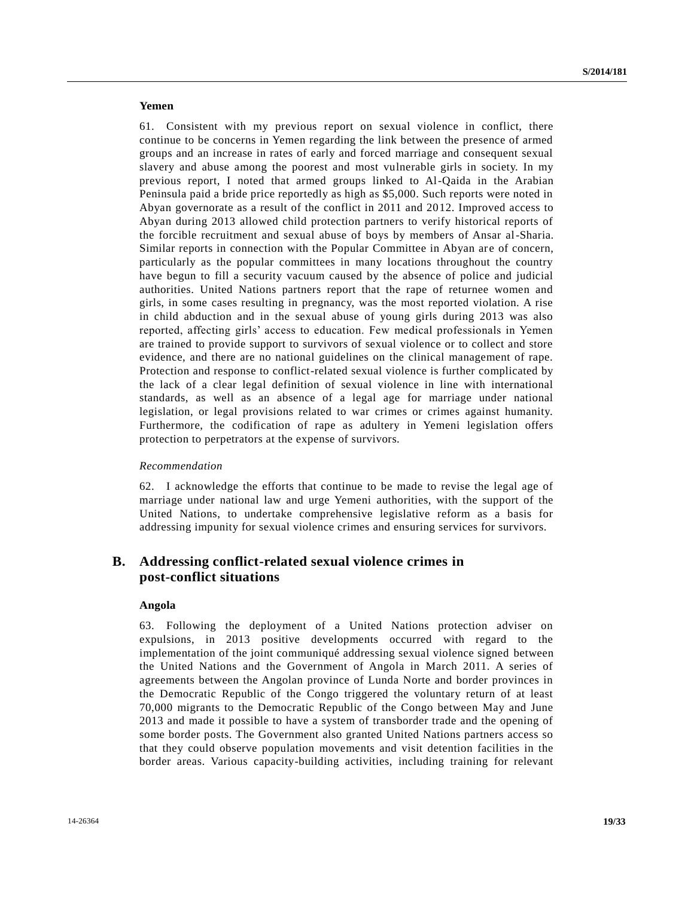### Yemen

61. Consistent with my previous report on sexual violence in conflict, there continue to be concerns in Yemen regarding the link between the presence of armed groups and an increase in rates of early and forced marriage and consequent sexual slavery and abuse among the poorest and most vulnerable girls in society. In my previous report, I noted that armed groups linked to Al-Qaida in the Arabian Peninsula paid a bride price reportedly as high as $5,000. Such reports were noted in Abyan governorate as a result of the conflict in 2011 and 2012. Improved access to Abyan during 2013 allowed child protection partners to verify historical reports of the forcible recruitment and sexual abuse of boys by members of Ansar al-Sharia. Similar reports in connection with the Popular Committee in Abyan are of concern, particularly as the popular committees in many locations throughout the country have begun to fill a security vacuum caused by the absence of police and judicial authorities. United Nations partners report that the rape of returnee women and girls, in some cases resulting in pregnancy, was the most reported violation. A rise in child abduction and in the sexual abuse of young girls during 2013 was also reported, affecting girls' access to education. Few medical professionals in Yemen are trained to provide support to survivors of sexual violence or to collect and store evidence, and there are no national guidelines on the clinical management of rape. Protection and response to conflict-related sexual violence is further complicated by the lack of a clear legal definition of sexual violence in line with international standards, as well as an absence of a legal age for marriage under national legislation, or legal provisions related to war crimes or crimes against humanity. Furthermore, the codification of rape as adultery in Yemeni legislation offers protection to perpetrators at the expense of survivors.

*Recommendation*

62. I acknowledge the efforts that continue to be made to revise the legal age of marriage under national law and urge Yemeni authorities, with the support of the United Nations, to undertake comprehensive legislative reform as a basis for addressing impunity for sexual violence crimes and ensuring services for survivors.

## B. Addressing conflict-related sexual violence crimes in post-conflict situations

### Angola

63. Following the deployment of a United Nations protection adviser on expulsions, in 2013 positive developments occurred with regard to the implementation of the joint communiqué addressing sexual violence signed between the United Nations and the Government of Angola in March 2011. A series of agreements between the Angolan province of Lunda Norte and border provinces in the Democratic Republic of the Congo triggered the voluntary return of at least 70,000 migrants to the Democratic Republic of the Congo between May and June 2013 and made it possible to have a system of transborder trade and the opening of some border posts. The Government also granted United Nations partners access so that they could observe population movements and visit detention facilities in the border areas. Various capacity-building activities, including training for relevant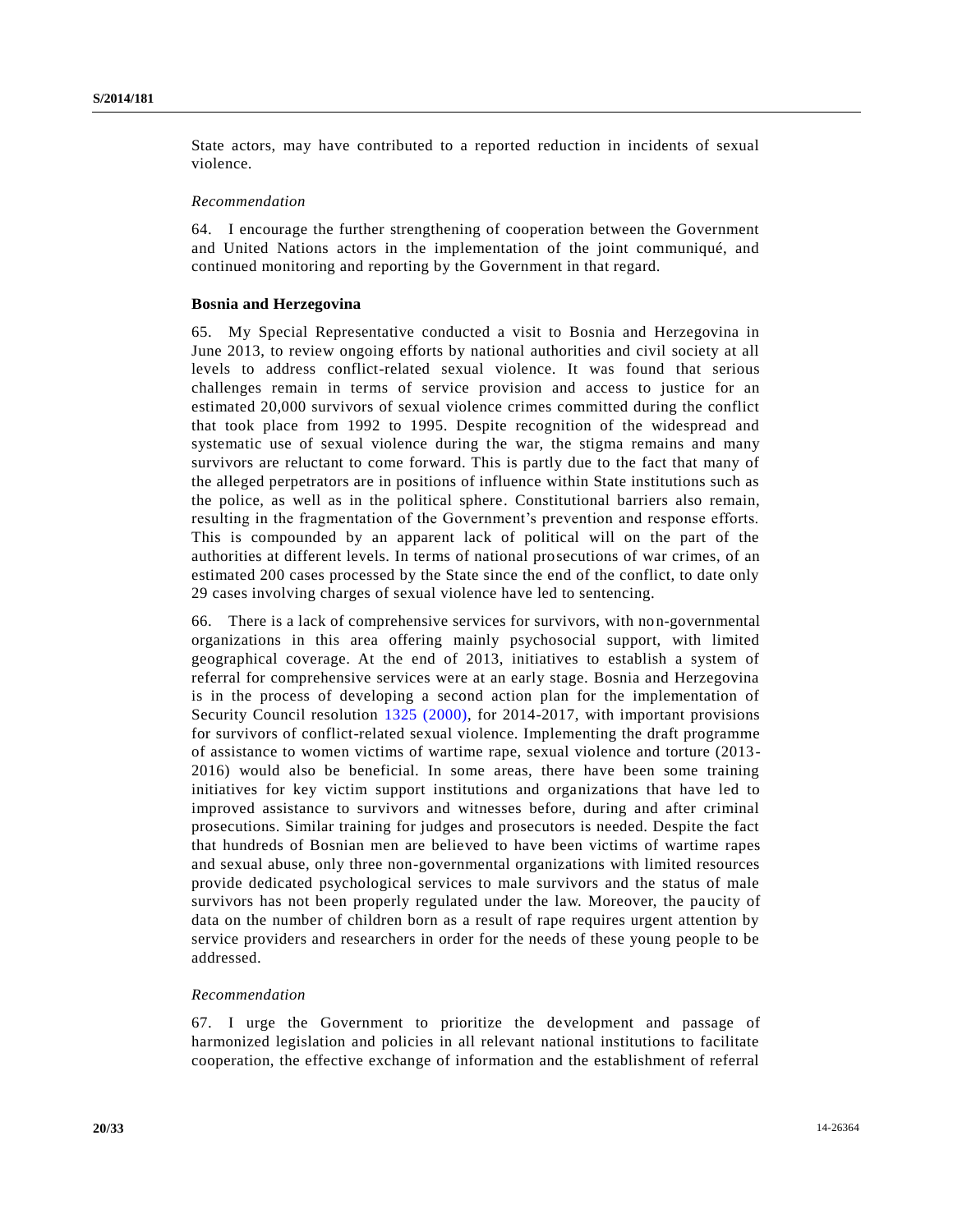State actors, may have contributed to a reported reduction in incidents of sexual violence.

*Recommendation*

64. I encourage the further strengthening of cooperation between the Government and United Nations actors in the implementation of the joint communiqué, and continued monitoring and reporting by the Government in that regard.

**Bosnia and Herzegovina**

65. My Special Representative conducted a visit to Bosnia and Herzegovina in June 2013, to review ongoing efforts by national authorities and civil society at all levels to address conflict-related sexual violence. It was found that serious challenges remain in terms of service provision and access to justice for an estimated 20,000 survivors of sexual violence crimes committed during the conflict that took place from 1992 to 1995. Despite recognition of the widespread and systematic use of sexual violence during the war, the stigma remains and many survivors are reluctant to come forward. This is partly due to the fact that many of the alleged perpetrators are in positions of influence within State institutions such as the police, as well as in the political sphere. Constitutional barriers also remain, resulting in the fragmentation of the Government's prevention and response efforts. This is compounded by an apparent lack of political will on the part of the authorities at different levels. In terms of national prosecutions of war crimes, of an estimated 200 cases processed by the State since the end of the conflict, to date only 29 cases involving charges of sexual violence have led to sentencing.

66. There is a lack of comprehensive services for survivors, with non-governmental organizations in this area offering mainly psychosocial support, with limited geographical coverage. At the end of 2013, initiatives to establish a system of referral for comprehensive services were at an early stage. Bosnia and Herzegovina is in the process of developing a second action plan for the implementation of Security Council resolution 1325 (2000), for 2014-2017, with important provisions for survivors of conflict-related sexual violence. Implementing the draft programme of assistance to women victims of wartime rape, sexual violence and torture (2013-2016) would also be beneficial. In some areas, there have been some training initiatives for key victim support institutions and organizations that have led to improved assistance to survivors and witnesses before, during and after criminal prosecutions. Similar training for judges and prosecutors is needed. Despite the fact that hundreds of Bosnian men are believed to have been victims of wartime rapes and sexual abuse, only three non-governmental organizations with limited resources provide dedicated psychological services to male survivors and the status of male survivors has not been properly regulated under the law. Moreover, the paucity of data on the number of children born as a result of rape requires urgent attention by service providers and researchers in order for the needs of these young people to be addressed.

*Recommendation*

67. I urge the Government to prioritize the development and passage of harmonized legislation and policies in all relevant national institutions to facilitate cooperation, the effective exchange of information and the establishment of referral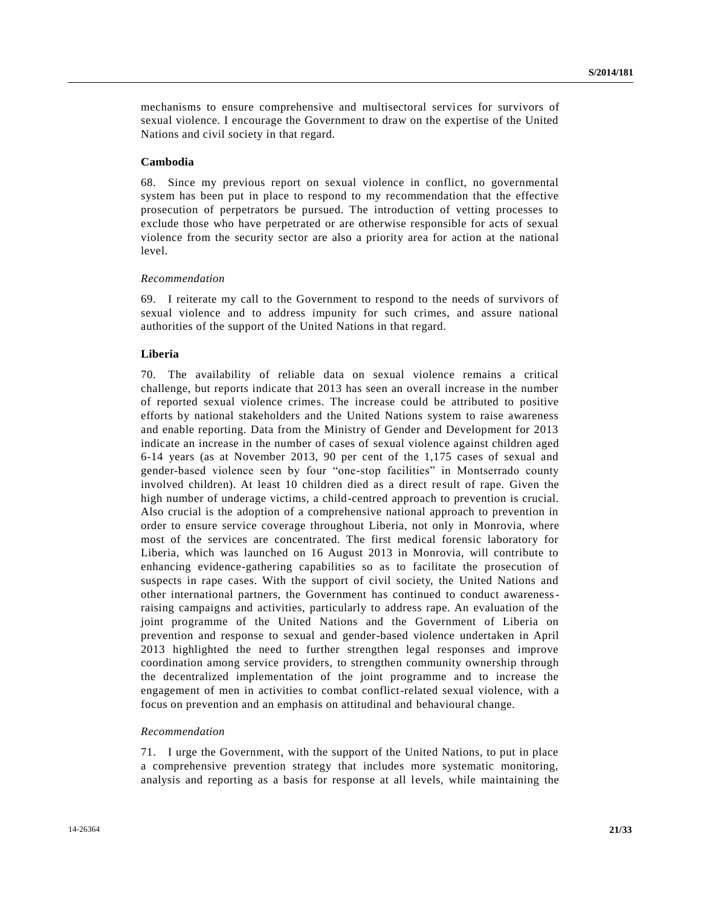mechanisms to ensure comprehensive and multisectoral services for survivors of sexual violence. I encourage the Government to draw on the expertise of the United Nations and civil society in that regard.

**Cambodia**

68. Since my previous report on sexual violence in conflict, no governmental system has been put in place to respond to my recommendation that the effective prosecution of perpetrators be pursued. The introduction of vetting processes to exclude those who have perpetrated or are otherwise responsible for acts of sexual violence from the security sector are also a priority area for action at the national level.

*Recommendation*

69. I reiterate my call to the Government to respond to the needs of survivors of sexual violence and to address impunity for such crimes, and assure national authorities of the support of the United Nations in that regard.

**Liberia**

70. The availability of reliable data on sexual violence remains a critical challenge, but reports indicate that 2013 has seen an overall increase in the number of reported sexual violence crimes. The increase could be attributed to positive efforts by national stakeholders and the United Nations system to raise awareness and enable reporting. Data from the Ministry of Gender and Development for 2013 indicate an increase in the number of cases of sexual violence against children aged 6-14 years (as at November 2013, 90 per cent of the 1,175 cases of sexual and gender-based violence seen by four "one-stop facilities" in Montserrado county involved children). At least 10 children died as a direct result of rape. Given the high number of underage victims, a child-centred approach to prevention is crucial. Also crucial is the adoption of a comprehensive national approach to prevention in order to ensure service coverage throughout Liberia, not only in Monrovia, where most of the services are concentrated. The first medical forensic laboratory for Liberia, which was launched on 16 August 2013 in Monrovia, will contribute to enhancing evidence-gathering capabilities so as to facilitate the prosecution of suspects in rape cases. With the support of civil society, the United Nations and other international partners, the Government has continued to conduct awareness-raising campaigns and activities, particularly to address rape. An evaluation of the joint programme of the United Nations and the Government of Liberia on prevention and response to sexual and gender-based violence undertaken in April 2013 highlighted the need to further strengthen legal responses and improve coordination among service providers, to strengthen community ownership through the decentralized implementation of the joint programme and to increase the engagement of men in activities to combat conflict-related sexual violence, with a focus on prevention and an emphasis on attitudinal and behavioural change.

*Recommendation*

71. I urge the Government, with the support of the United Nations, to put in place a comprehensive prevention strategy that includes more systematic monitoring, analysis and reporting as a basis for response at all levels, while maintaining the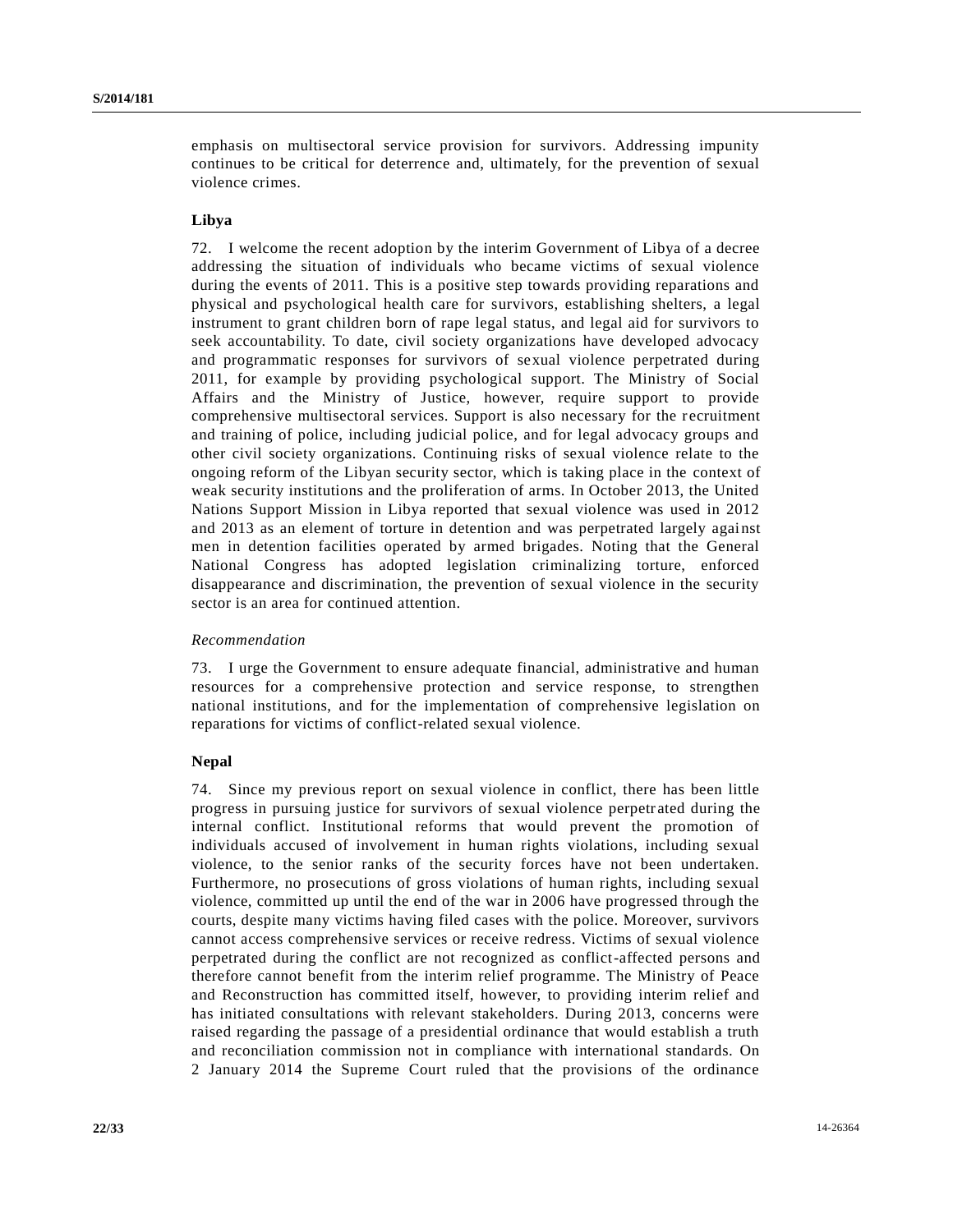emphasis on multisectoral service provision for survivors. Addressing impunity continues to be critical for deterrence and, ultimately, for the prevention of sexual violence crimes.

**Libya**

72. I welcome the recent adoption by the interim Government of Libya of a decree addressing the situation of individuals who became victims of sexual violence during the events of 2011. This is a positive step towards providing reparations and physical and psychological health care for survivors, establishing shelters, a legal instrument to grant children born of rape legal status, and legal aid for survivors to seek accountability. To date, civil society organizations have developed advocacy and programmatic responses for survivors of sexual violence perpetrated during 2011, for example by providing psychological support. The Ministry of Social Affairs and the Ministry of Justice, however, require support to provide comprehensive multisectoral services. Support is also necessary for the recruitment and training of police, including judicial police, and for legal advocacy groups and other civil society organizations. Continuing risks of sexual violence relate to the ongoing reform of the Libyan security sector, which is taking place in the context of weak security institutions and the proliferation of arms. In October 2013, the United Nations Support Mission in Libya reported that sexual violence was used in 2012 and 2013 as an element of torture in detention and was perpetrated largely against men in detention facilities operated by armed brigades. Noting that the General National Congress has adopted legislation criminalizing torture, enforced disappearance and discrimination, the prevention of sexual violence in the security sector is an area for continued attention.

*Recommendation*

73. I urge the Government to ensure adequate financial, administrative and human resources for a comprehensive protection and service response, to strengthen national institutions, and for the implementation of comprehensive legislation on reparations for victims of conflict-related sexual violence.

**Nepal**

74. Since my previous report on sexual violence in conflict, there has been little progress in pursuing justice for survivors of sexual violence perpetrated during the internal conflict. Institutional reforms that would prevent the promotion of individuals accused of involvement in human rights violations, including sexual violence, to the senior ranks of the security forces have not been undertaken. Furthermore, no prosecutions of gross violations of human rights, including sexual violence, committed up until the end of the war in 2006 have progressed through the courts, despite many victims having filed cases with the police. Moreover, survivors cannot access comprehensive services or receive redress. Victims of sexual violence perpetrated during the conflict are not recognized as conflict-affected persons and therefore cannot benefit from the interim relief programme. The Ministry of Peace and Reconstruction has committed itself, however, to providing interim relief and has initiated consultations with relevant stakeholders. During 2013, concerns were raised regarding the passage of a presidential ordinance that would establish a truth and reconciliation commission not in compliance with international standards. On 2 January 2014 the Supreme Court ruled that the provisions of the ordinance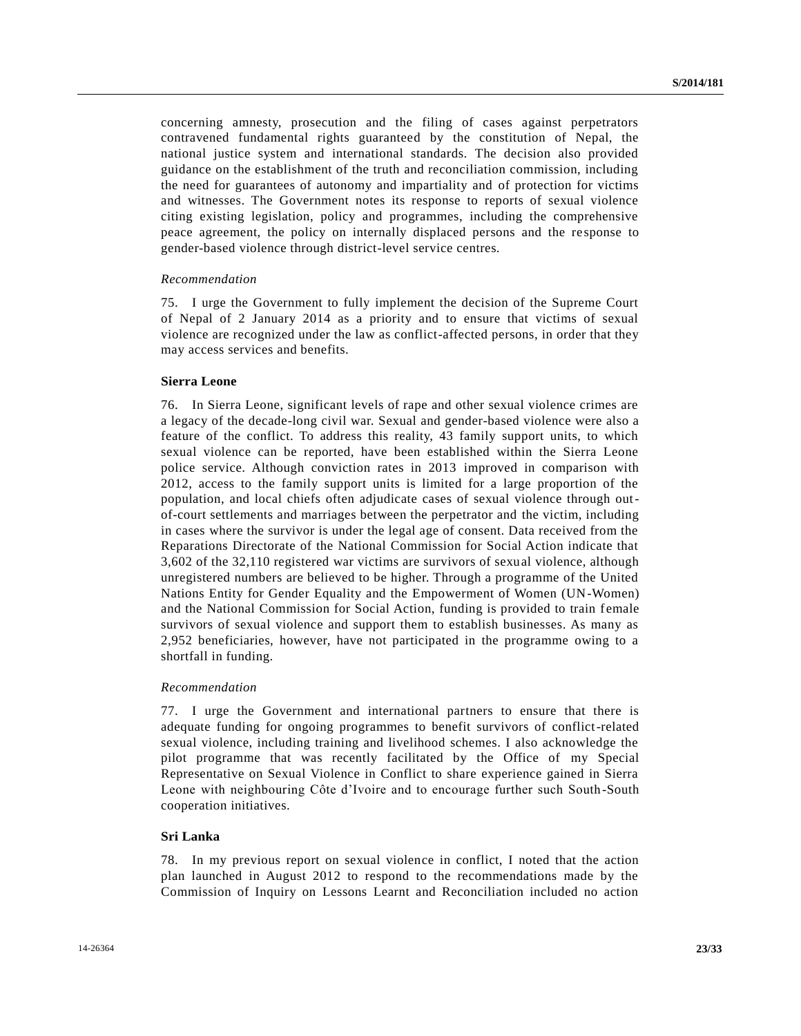concerning amnesty, prosecution and the filing of cases against perpetrators contravened fundamental rights guaranteed by the constitution of Nepal, the national justice system and international standards. The decision also provided guidance on the establishment of the truth and reconciliation commission, including the need for guarantees of autonomy and impartiality and of protection for victims and witnesses. The Government notes its response to reports of sexual violence citing existing legislation, policy and programmes, including the comprehensive peace agreement, the policy on internally displaced persons and the response to gender-based violence through district-level service centres.

*Recommendation*

75. I urge the Government to fully implement the decision of the Supreme Court of Nepal of 2 January 2014 as a priority and to ensure that victims of sexual violence are recognized under the law as conflict-affected persons, in order that they may access services and benefits.

**Sierra Leone**

76. In Sierra Leone, significant levels of rape and other sexual violence crimes are a legacy of the decade-long civil war. Sexual and gender-based violence were also a feature of the conflict. To address this reality, 43 family support units, to which sexual violence can be reported, have been established within the Sierra Leone police service. Although conviction rates in 2013 improved in comparison with 2012, access to the family support units is limited for a large proportion of the population, and local chiefs often adjudicate cases of sexual violence through out-of-court settlements and marriages between the perpetrator and the victim, including in cases where the survivor is under the legal age of consent. Data received from the Reparations Directorate of the National Commission for Social Action indicate that 3,602 of the 32,110 registered war victims are survivors of sexual violence, although unregistered numbers are believed to be higher. Through a programme of the United Nations Entity for Gender Equality and the Empowerment of Women (UN-Women) and the National Commission for Social Action, funding is provided to train female survivors of sexual violence and support them to establish businesses. As many as 2,952 beneficiaries, however, have not participated in the programme owing to a shortfall in funding.

*Recommendation*

77. I urge the Government and international partners to ensure that there is adequate funding for ongoing programmes to benefit survivors of conflict-related sexual violence, including training and livelihood schemes. I also acknowledge the pilot programme that was recently facilitated by the Office of my Special Representative on Sexual Violence in Conflict to share experience gained in Sierra Leone with neighbouring Côte d'Ivoire and to encourage further such South-South cooperation initiatives.

**Sri Lanka**

78. In my previous report on sexual violence in conflict, I noted that the action plan launched in August 2012 to respond to the recommendations made by the Commission of Inquiry on Lessons Learnt and Reconciliation included no action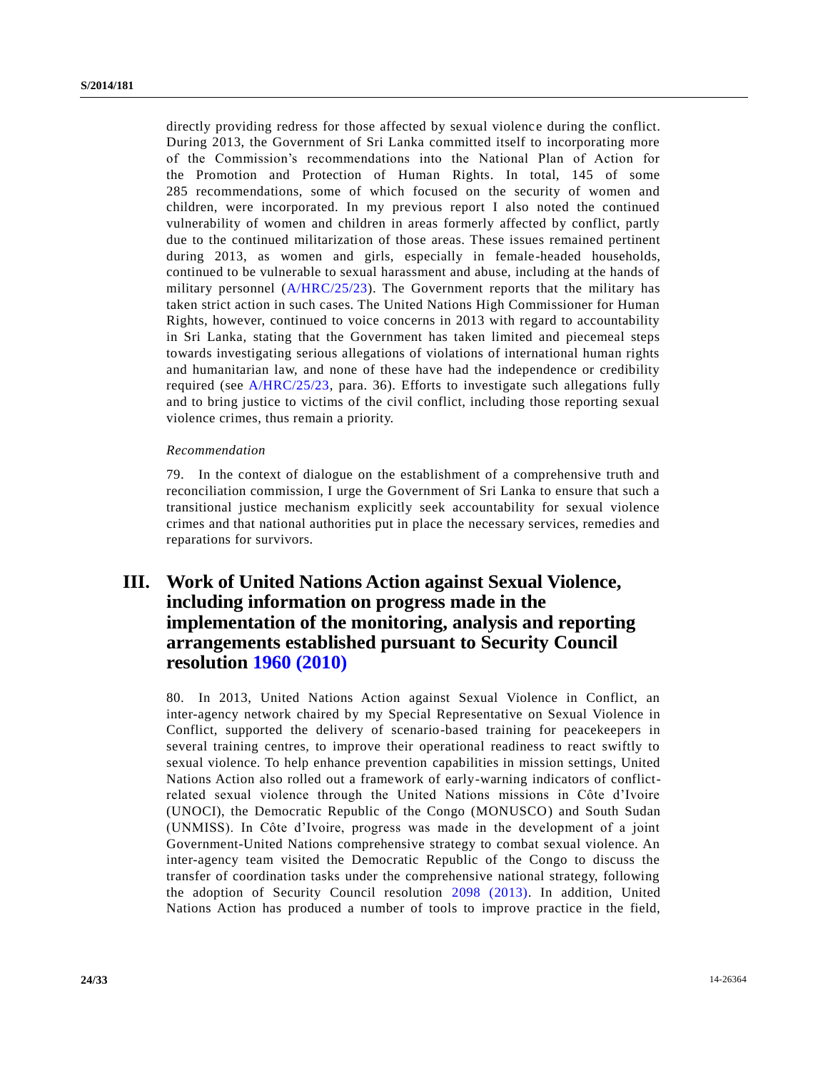directly providing redress for those affected by sexual violence during the conflict. During 2013, the Government of Sri Lanka committed itself to incorporating more of the Commission's recommendations into the National Plan of Action for the Promotion and Protection of Human Rights. In total, 145 of some 285 recommendations, some of which focused on the security of women and children, were incorporated. In my previous report I also noted the continued vulnerability of women and children in areas formerly affected by conflict, partly due to the continued militarization of those areas. These issues remained pertinent during 2013, as women and girls, especially in female-headed households, continued to be vulnerable to sexual harassment and abuse, including at the hands of military personnel (A/HRC/25/23). The Government reports that the military has taken strict action in such cases. The United Nations High Commissioner for Human Rights, however, continued to voice concerns in 2013 with regard to accountability in Sri Lanka, stating that the Government has taken limited and piecemeal steps towards investigating serious allegations of violations of international human rights and humanitarian law, and none of these have had the independence or credibility required (see A/HRC/25/23, para. 36). Efforts to investigate such allegations fully and to bring justice to victims of the civil conflict, including those reporting sexual violence crimes, thus remain a priority.

*Recommendation*

79. In the context of dialogue on the establishment of a comprehensive truth and reconciliation commission, I urge the Government of Sri Lanka to ensure that such a transitional justice mechanism explicitly seek accountability for sexual violence crimes and that national authorities put in place the necessary services, remedies and reparations for survivors.

# III. Work of United Nations Action against Sexual Violence, including information on progress made in the implementation of the monitoring, analysis and reporting arrangements established pursuant to Security Council resolution 1960 (2010)

80. In 2013, United Nations Action against Sexual Violence in Conflict, an inter-agency network chaired by my Special Representative on Sexual Violence in Conflict, supported the delivery of scenario-based training for peacekeepers in several training centres, to improve their operational readiness to react swiftly to sexual violence. To help enhance prevention capabilities in mission settings, United Nations Action also rolled out a framework of early-warning indicators of conflict-related sexual violence through the United Nations missions in Côte d'Ivoire (UNOCI), the Democratic Republic of the Congo (MONUSCO) and South Sudan (UNMISS). In Côte d'Ivoire, progress was made in the development of a joint Government-United Nations comprehensive strategy to combat sexual violence. An inter-agency team visited the Democratic Republic of the Congo to discuss the transfer of coordination tasks under the comprehensive national strategy, following the adoption of Security Council resolution 2098 (2013). In addition, United Nations Action has produced a number of tools to improve practice in the field,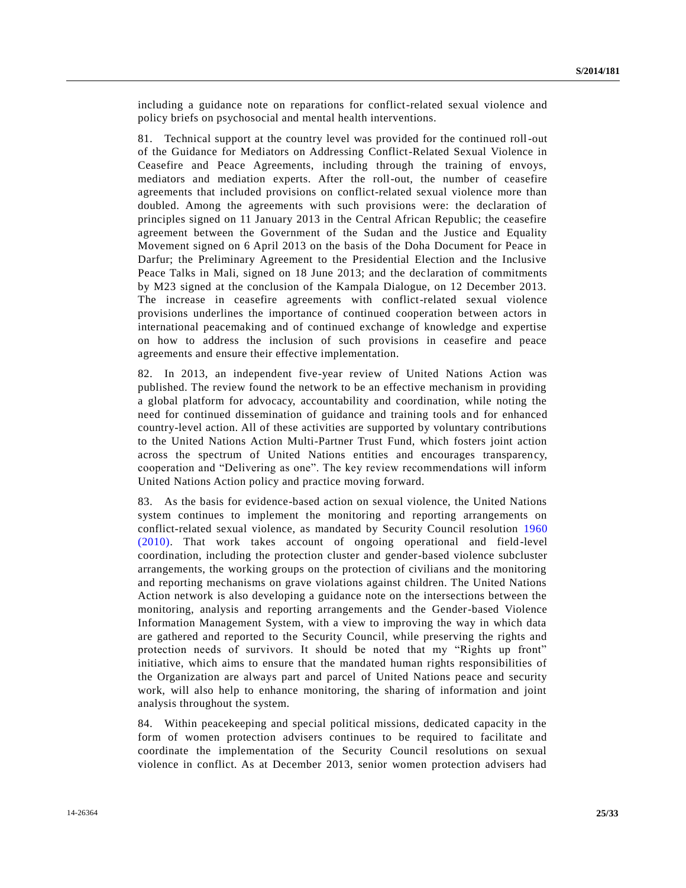including a guidance note on reparations for conflict-related sexual violence and policy briefs on psychosocial and mental health interventions.

81. Technical support at the country level was provided for the continued roll-out of the Guidance for Mediators on Addressing Conflict-Related Sexual Violence in Ceasefire and Peace Agreements, including through the training of envoys, mediators and mediation experts. After the roll-out, the number of ceasefire agreements that included provisions on conflict-related sexual violence more than doubled. Among the agreements with such provisions were: the declaration of principles signed on 11 January 2013 in the Central African Republic; the ceasefire agreement between the Government of the Sudan and the Justice and Equality Movement signed on 6 April 2013 on the basis of the Doha Document for Peace in Darfur; the Preliminary Agreement to the Presidential Election and the Inclusive Peace Talks in Mali, signed on 18 June 2013; and the declaration of commitments by M23 signed at the conclusion of the Kampala Dialogue, on 12 December 2013. The increase in ceasefire agreements with conflict-related sexual violence provisions underlines the importance of continued cooperation between actors in international peacemaking and of continued exchange of knowledge and expertise on how to address the inclusion of such provisions in ceasefire and peace agreements and ensure their effective implementation.

82. In 2013, an independent five-year review of United Nations Action was published. The review found the network to be an effective mechanism in providing a global platform for advocacy, accountability and coordination, while noting the need for continued dissemination of guidance and training tools and for enhanced country-level action. All of these activities are supported by voluntary contributions to the United Nations Action Multi-Partner Trust Fund, which fosters joint action across the spectrum of United Nations entities and encourages transparency, cooperation and "Delivering as one". The key review recommendations will inform United Nations Action policy and practice moving forward.

83. As the basis for evidence-based action on sexual violence, the United Nations system continues to implement the monitoring and reporting arrangements on conflict-related sexual violence, as mandated by Security Council resolution 1960 (2010). That work takes account of ongoing operational and field-level coordination, including the protection cluster and gender-based violence subcluster arrangements, the working groups on the protection of civilians and the monitoring and reporting mechanisms on grave violations against children. The United Nations Action network is also developing a guidance note on the intersections between the monitoring, analysis and reporting arrangements and the Gender-based Violence Information Management System, with a view to improving the way in which data are gathered and reported to the Security Council, while preserving the rights and protection needs of survivors. It should be noted that my "Rights up front" initiative, which aims to ensure that the mandated human rights responsibilities of the Organization are always part and parcel of United Nations peace and security work, will also help to enhance monitoring, the sharing of information and joint analysis throughout the system.

84. Within peacekeeping and special political missions, dedicated capacity in the form of women protection advisers continues to be required to facilitate and coordinate the implementation of the Security Council resolutions on sexual violence in conflict. As at December 2013, senior women protection advisers had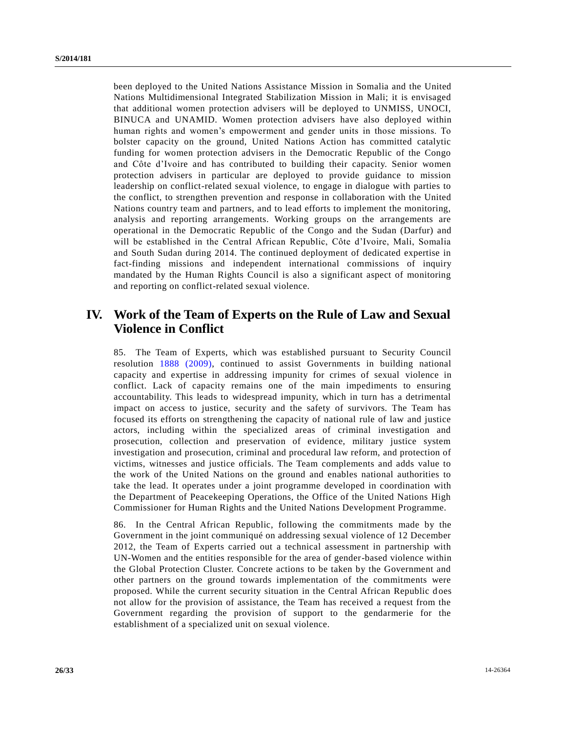been deployed to the United Nations Assistance Mission in Somalia and the United Nations Multidimensional Integrated Stabilization Mission in Mali; it is envisaged that additional women protection advisers will be deployed to UNMISS, UNOCI, BINUCA and UNAMID. Women protection advisers have also deployed within human rights and women's empowerment and gender units in those missions. To bolster capacity on the ground, United Nations Action has committed catalytic funding for women protection advisers in the Democratic Republic of the Congo and Côte d'Ivoire and has contributed to building their capacity. Senior women protection advisers in particular are deployed to provide guidance to mission leadership on conflict-related sexual violence, to engage in dialogue with parties to the conflict, to strengthen prevention and response in collaboration with the United Nations country team and partners, and to lead efforts to implement the monitoring, analysis and reporting arrangements. Working groups on the arrangements are operational in the Democratic Republic of the Congo and the Sudan (Darfur) and will be established in the Central African Republic, Côte d'Ivoire, Mali, Somalia and South Sudan during 2014. The continued deployment of dedicated expertise in fact-finding missions and independent international commissions of inquiry mandated by the Human Rights Council is also a significant aspect of monitoring and reporting on conflict-related sexual violence.

## IV. Work of the Team of Experts on the Rule of Law and Sexual Violence in Conflict

85. The Team of Experts, which was established pursuant to Security Council resolution 1888 (2009), continued to assist Governments in building national capacity and expertise in addressing impunity for crimes of sexual violence in conflict. Lack of capacity remains one of the main impediments to ensuring accountability. This leads to widespread impunity, which in turn has a detrimental impact on access to justice, security and the safety of survivors. The Team has focused its efforts on strengthening the capacity of national rule of law and justice actors, including within the specialized areas of criminal investigation and prosecution, collection and preservation of evidence, military justice system investigation and prosecution, criminal and procedural law reform, and protection of victims, witnesses and justice officials. The Team complements and adds value to the work of the United Nations on the ground and enables national authorities to take the lead. It operates under a joint programme developed in coordination with the Department of Peacekeeping Operations, the Office of the United Nations High Commissioner for Human Rights and the United Nations Development Programme.

86. In the Central African Republic, following the commitments made by the Government in the joint communiqué on addressing sexual violence of 12 December 2012, the Team of Experts carried out a technical assessment in partnership with UN-Women and the entities responsible for the area of gender-based violence within the Global Protection Cluster. Concrete actions to be taken by the Government and other partners on the ground towards implementation of the commitments were proposed. While the current security situation in the Central African Republic does not allow for the provision of assistance, the Team has received a request from the Government regarding the provision of support to the gendarmerie for the establishment of a specialized unit on sexual violence.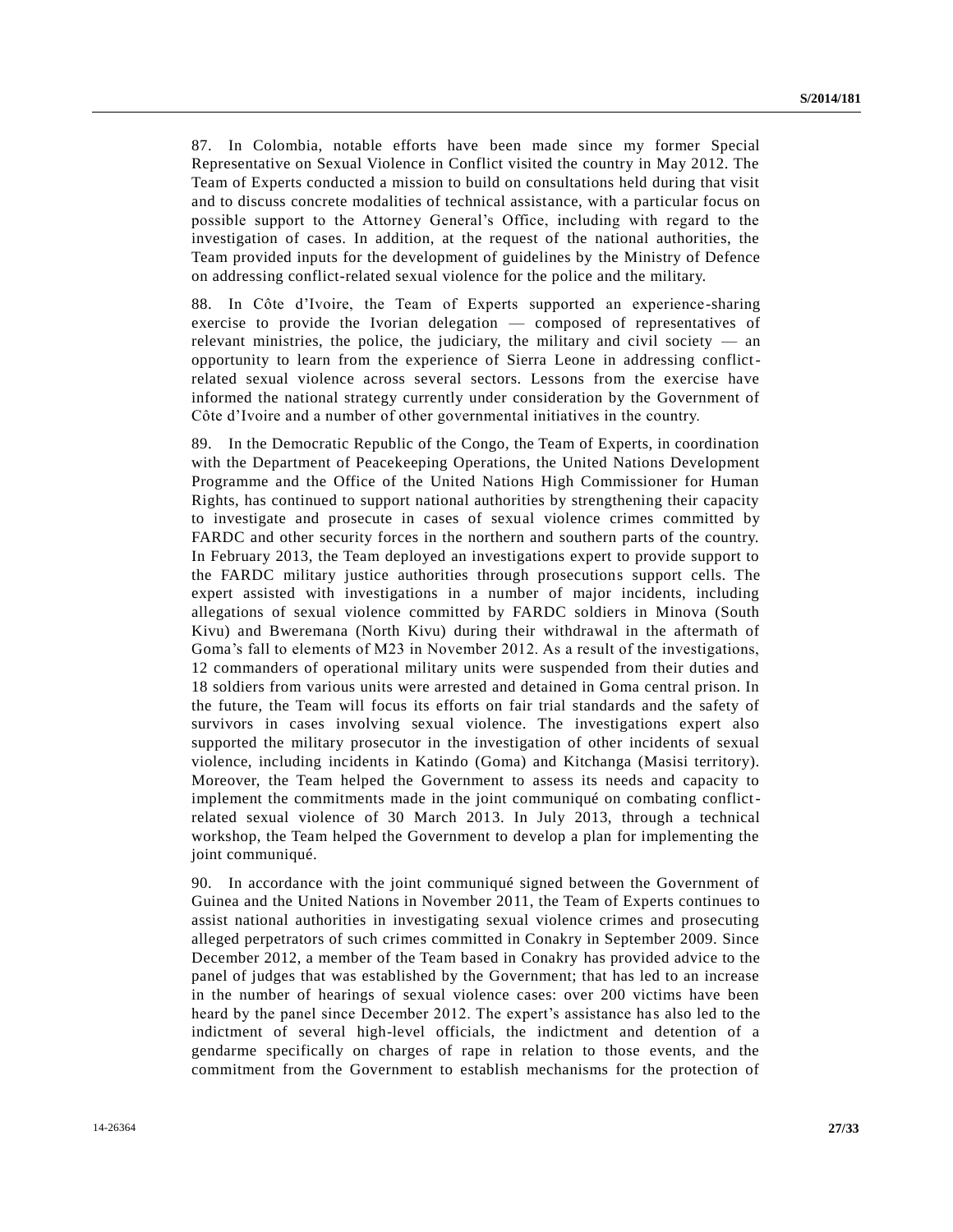87. In Colombia, notable efforts have been made since my former Special Representative on Sexual Violence in Conflict visited the country in May 2012. The Team of Experts conducted a mission to build on consultations held during that visit and to discuss concrete modalities of technical assistance, with a particular focus on possible support to the Attorney General's Office, including with regard to the investigation of cases. In addition, at the request of the national authorities, the Team provided inputs for the development of guidelines by the Ministry of Defence on addressing conflict-related sexual violence for the police and the military.

88. In Côte d'Ivoire, the Team of Experts supported an experience-sharing exercise to provide the Ivorian delegation — composed of representatives of relevant ministries, the police, the judiciary, the military and civil society — an opportunity to learn from the experience of Sierra Leone in addressing conflict-related sexual violence across several sectors. Lessons from the exercise have informed the national strategy currently under consideration by the Government of Côte d'Ivoire and a number of other governmental initiatives in the country.

89. In the Democratic Republic of the Congo, the Team of Experts, in coordination with the Department of Peacekeeping Operations, the United Nations Development Programme and the Office of the United Nations High Commissioner for Human Rights, has continued to support national authorities by strengthening their capacity to investigate and prosecute in cases of sexual violence crimes committed by FARDC and other security forces in the northern and southern parts of the country. In February 2013, the Team deployed an investigations expert to provide support to the FARDC military justice authorities through prosecutions support cells. The expert assisted with investigations in a number of major incidents, including allegations of sexual violence committed by FARDC soldiers in Minova (South Kivu) and Bweremana (North Kivu) during their withdrawal in the aftermath of Goma's fall to elements of M23 in November 2012. As a result of the investigations, 12 commanders of operational military units were suspended from their duties and 18 soldiers from various units were arrested and detained in Goma central prison. In the future, the Team will focus its efforts on fair trial standards and the safety of survivors in cases involving sexual violence. The investigations expert also supported the military prosecutor in the investigation of other incidents of sexual violence, including incidents in Katindo (Goma) and Kitchanga (Masisi territory). Moreover, the Team helped the Government to assess its needs and capacity to implement the commitments made in the joint communiqué on combating conflict-related sexual violence of 30 March 2013. In July 2013, through a technical workshop, the Team helped the Government to develop a plan for implementing the joint communiqué.

90. In accordance with the joint communiqué signed between the Government of Guinea and the United Nations in November 2011, the Team of Experts continues to assist national authorities in investigating sexual violence crimes and prosecuting alleged perpetrators of such crimes committed in Conakry in September 2009. Since December 2012, a member of the Team based in Conakry has provided advice to the panel of judges that was established by the Government; that has led to an increase in the number of hearings of sexual violence cases: over 200 victims have been heard by the panel since December 2012. The expert's assistance has also led to the indictment of several high-level officials, the indictment and detention of a gendarme specifically on charges of rape in relation to those events, and the commitment from the Government to establish mechanisms for the protection of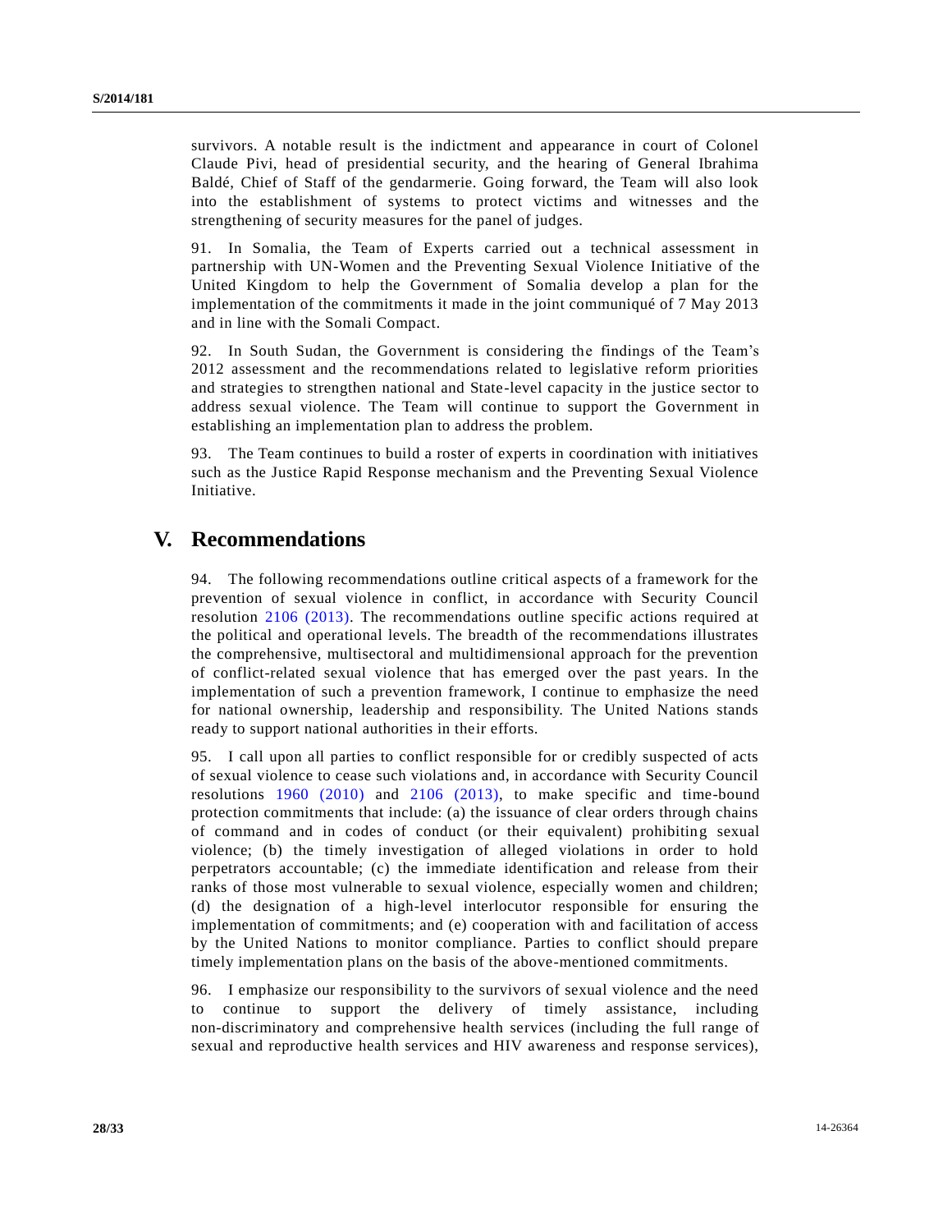survivors. A notable result is the indictment and appearance in court of Colonel Claude Pivi, head of presidential security, and the hearing of General Ibrahima Baldé, Chief of Staff of the gendarmerie. Going forward, the Team will also look into the establishment of systems to protect victims and witnesses and the strengthening of security measures for the panel of judges.

91. In Somalia, the Team of Experts carried out a technical assessment in partnership with UN-Women and the Preventing Sexual Violence Initiative of the United Kingdom to help the Government of Somalia develop a plan for the implementation of the commitments it made in the joint communiqué of 7 May 2013 and in line with the Somali Compact.

92. In South Sudan, the Government is considering the findings of the Team's 2012 assessment and the recommendations related to legislative reform priorities and strategies to strengthen national and State-level capacity in the justice sector to address sexual violence. The Team will continue to support the Government in establishing an implementation plan to address the problem.

93. The Team continues to build a roster of experts in coordination with initiatives such as the Justice Rapid Response mechanism and the Preventing Sexual Violence Initiative.

# V. Recommendations

94. The following recommendations outline critical aspects of a framework for the prevention of sexual violence in conflict, in accordance with Security Council resolution 2106 (2013). The recommendations outline specific actions required at the political and operational levels. The breadth of the recommendations illustrates the comprehensive, multisectoral and multidimensional approach for the prevention of conflict-related sexual violence that has emerged over the past years. In the implementation of such a prevention framework, I continue to emphasize the need for national ownership, leadership and responsibility. The United Nations stands ready to support national authorities in their efforts.

95. I call upon all parties to conflict responsible for or credibly suspected of acts of sexual violence to cease such violations and, in accordance with Security Council resolutions 1960 (2010) and 2106 (2013), to make specific and time-bound protection commitments that include: (a) the issuance of clear orders through chains of command and in codes of conduct (or their equivalent) prohibiting sexual violence; (b) the timely investigation of alleged violations in order to hold perpetrators accountable; (c) the immediate identification and release from their ranks of those most vulnerable to sexual violence, especially women and children; (d) the designation of a high-level interlocutor responsible for ensuring the implementation of commitments; and (e) cooperation with and facilitation of access by the United Nations to monitor compliance. Parties to conflict should prepare timely implementation plans on the basis of the above-mentioned commitments.

96. I emphasize our responsibility to the survivors of sexual violence and the need to continue to support the delivery of timely assistance, including non-discriminatory and comprehensive health services (including the full range of sexual and reproductive health services and HIV awareness and response services),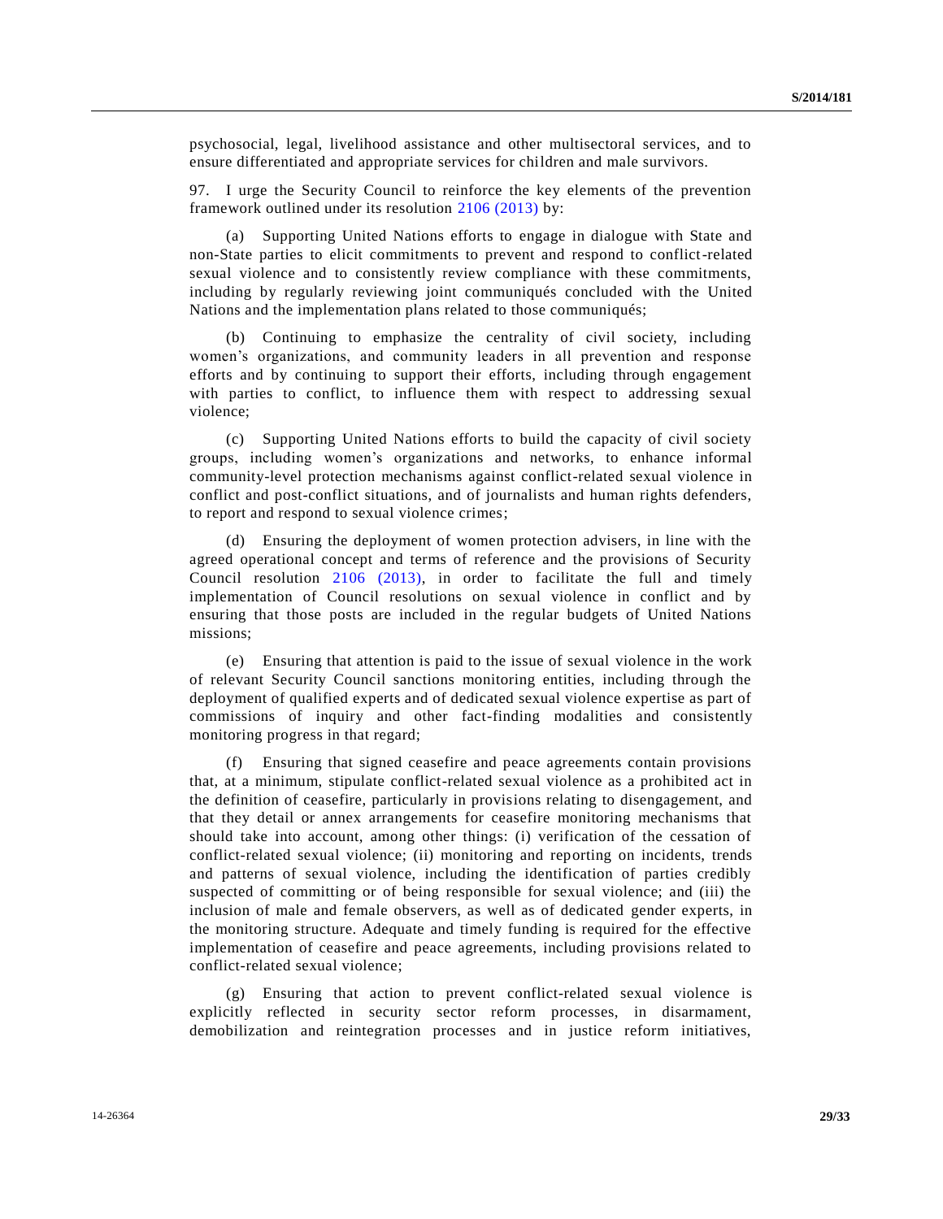psychosocial, legal, livelihood assistance and other multisectoral services, and to ensure differentiated and appropriate services for children and male survivors.

97. I urge the Security Council to reinforce the key elements of the prevention framework outlined under its resolution 2106 (2013) by:

(a) Supporting United Nations efforts to engage in dialogue with State and non-State parties to elicit commitments to prevent and respond to conflict-related sexual violence and to consistently review compliance with these commitments, including by regularly reviewing joint communiqués concluded with the United Nations and the implementation plans related to those communiqués;

(b) Continuing to emphasize the centrality of civil society, including women's organizations, and community leaders in all prevention and response efforts and by continuing to support their efforts, including through engagement with parties to conflict, to influence them with respect to addressing sexual violence;

(c) Supporting United Nations efforts to build the capacity of civil society groups, including women's organizations and networks, to enhance informal community-level protection mechanisms against conflict-related sexual violence in conflict and post-conflict situations, and of journalists and human rights defenders, to report and respond to sexual violence crimes;

(d) Ensuring the deployment of women protection advisers, in line with the agreed operational concept and terms of reference and the provisions of Security Council resolution 2106 (2013), in order to facilitate the full and timely implementation of Council resolutions on sexual violence in conflict and by ensuring that those posts are included in the regular budgets of United Nations missions;

(e) Ensuring that attention is paid to the issue of sexual violence in the work of relevant Security Council sanctions monitoring entities, including through the deployment of qualified experts and of dedicated sexual violence expertise as part of commissions of inquiry and other fact-finding modalities and consistently monitoring progress in that regard;

(f) Ensuring that signed ceasefire and peace agreements contain provisions that, at a minimum, stipulate conflict-related sexual violence as a prohibited act in the definition of ceasefire, particularly in provisions relating to disengagement, and that they detail or annex arrangements for ceasefire monitoring mechanisms that should take into account, among other things: (i) verification of the cessation of conflict-related sexual violence; (ii) monitoring and reporting on incidents, trends and patterns of sexual violence, including the identification of parties credibly suspected of committing or of being responsible for sexual violence; and (iii) the inclusion of male and female observers, as well as of dedicated gender experts, in the monitoring structure. Adequate and timely funding is required for the effective implementation of ceasefire and peace agreements, including provisions related to conflict-related sexual violence;

(g) Ensuring that action to prevent conflict-related sexual violence is explicitly reflected in security sector reform processes, in disarmament, demobilization and reintegration processes and in justice reform initiatives,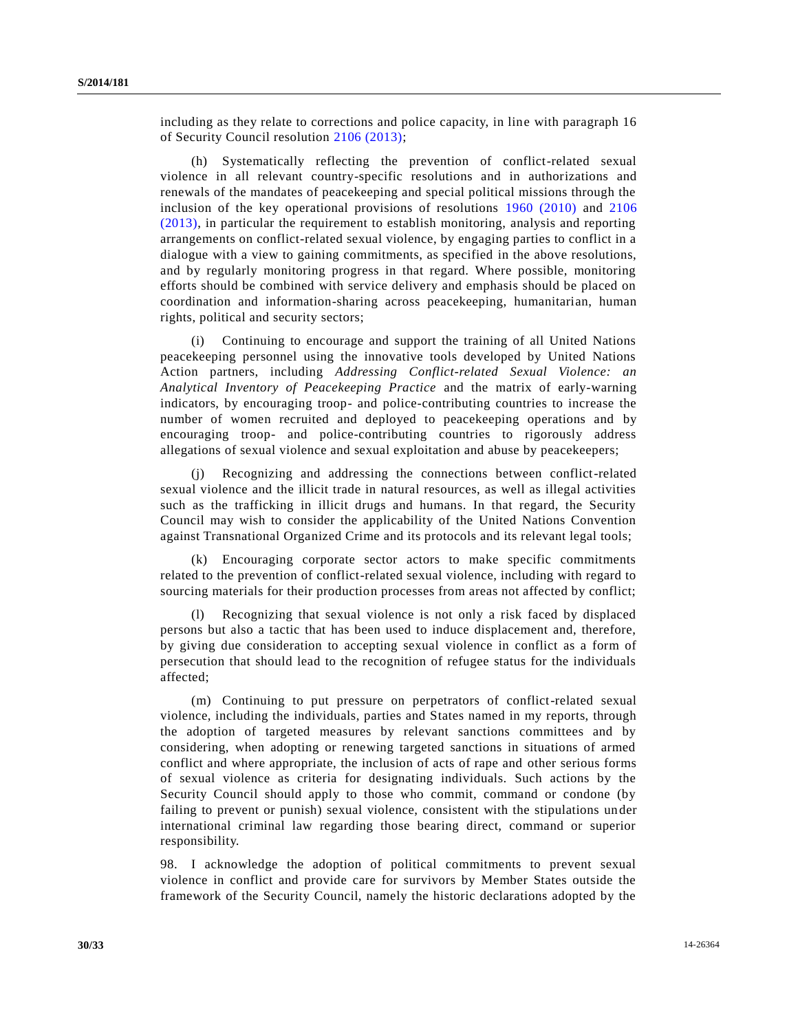including as they relate to corrections and police capacity, in line with paragraph 16 of Security Council resolution 2106 (2013);

(h) Systematically reflecting the prevention of conflict-related sexual violence in all relevant country-specific resolutions and in authorizations and renewals of the mandates of peacekeeping and special political missions through the inclusion of the key operational provisions of resolutions 1960 (2010) and 2106 (2013), in particular the requirement to establish monitoring, analysis and reporting arrangements on conflict-related sexual violence, by engaging parties to conflict in a dialogue with a view to gaining commitments, as specified in the above resolutions, and by regularly monitoring progress in that regard. Where possible, monitoring efforts should be combined with service delivery and emphasis should be placed on coordination and information-sharing across peacekeeping, humanitarian, human rights, political and security sectors;

(i) Continuing to encourage and support the training of all United Nations peacekeeping personnel using the innovative tools developed by United Nations Action partners, including *Addressing Conflict-related Sexual Violence: an Analytical Inventory of Peacekeeping Practice* and the matrix of early-warning indicators, by encouraging troop- and police-contributing countries to increase the number of women recruited and deployed to peacekeeping operations and by encouraging troop- and police-contributing countries to rigorously address allegations of sexual violence and sexual exploitation and abuse by peacekeepers;

(j) Recognizing and addressing the connections between conflict-related sexual violence and the illicit trade in natural resources, as well as illegal activities such as the trafficking in illicit drugs and humans. In that regard, the Security Council may wish to consider the applicability of the United Nations Convention against Transnational Organized Crime and its protocols and its relevant legal tools;

(k) Encouraging corporate sector actors to make specific commitments related to the prevention of conflict-related sexual violence, including with regard to sourcing materials for their production processes from areas not affected by conflict;

(l) Recognizing that sexual violence is not only a risk faced by displaced persons but also a tactic that has been used to induce displacement and, therefore, by giving due consideration to accepting sexual violence in conflict as a form of persecution that should lead to the recognition of refugee status for the individuals affected;

(m) Continuing to put pressure on perpetrators of conflict-related sexual violence, including the individuals, parties and States named in my reports, through the adoption of targeted measures by relevant sanctions committees and by considering, when adopting or renewing targeted sanctions in situations of armed conflict and where appropriate, the inclusion of acts of rape and other serious forms of sexual violence as criteria for designating individuals. Such actions by the Security Council should apply to those who commit, command or condone (by failing to prevent or punish) sexual violence, consistent with the stipulations under international criminal law regarding those bearing direct, command or superior responsibility.

98. I acknowledge the adoption of political commitments to prevent sexual violence in conflict and provide care for survivors by Member States outside the framework of the Security Council, namely the historic declarations adopted by the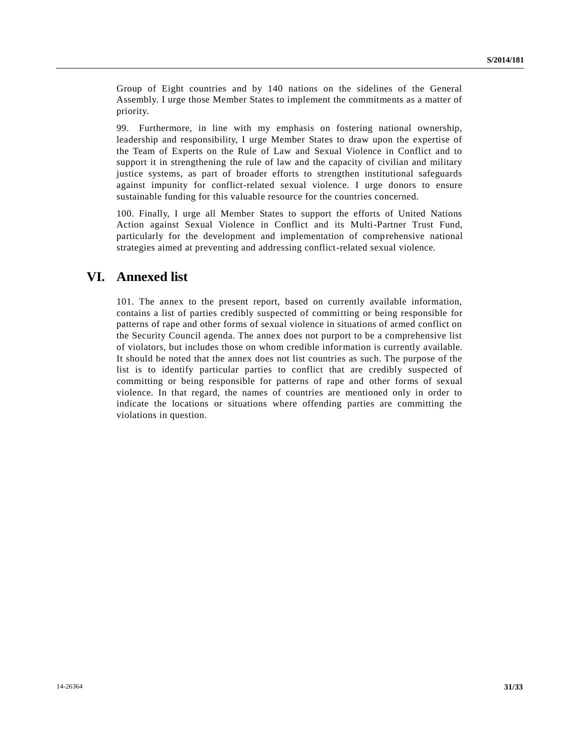Group of Eight countries and by 140 nations on the sidelines of the General Assembly. I urge those Member States to implement the commitments as a matter of priority.

99. Furthermore, in line with my emphasis on fostering national ownership, leadership and responsibility, I urge Member States to draw upon the expertise of the Team of Experts on the Rule of Law and Sexual Violence in Conflict and to support it in strengthening the rule of law and the capacity of civilian and military justice systems, as part of broader efforts to strengthen institutional safeguards against impunity for conflict-related sexual violence. I urge donors to ensure sustainable funding for this valuable resource for the countries concerned.

100. Finally, I urge all Member States to support the efforts of United Nations Action against Sexual Violence in Conflict and its Multi-Partner Trust Fund, particularly for the development and implementation of comprehensive national strategies aimed at preventing and addressing conflict-related sexual violence.

# VI. Annexed list

101. The annex to the present report, based on currently available information, contains a list of parties credibly suspected of committing or being responsible for patterns of rape and other forms of sexual violence in situations of armed conflict on the Security Council agenda. The annex does not purport to be a comprehensive list of violators, but includes those on whom credible information is currently available. It should be noted that the annex does not list countries as such. The purpose of the list is to identify particular parties to conflict that are credibly suspected of committing or being responsible for patterns of rape and other forms of sexual violence. In that regard, the names of countries are mentioned only in order to indicate the locations or situations where offending parties are committing the violations in question.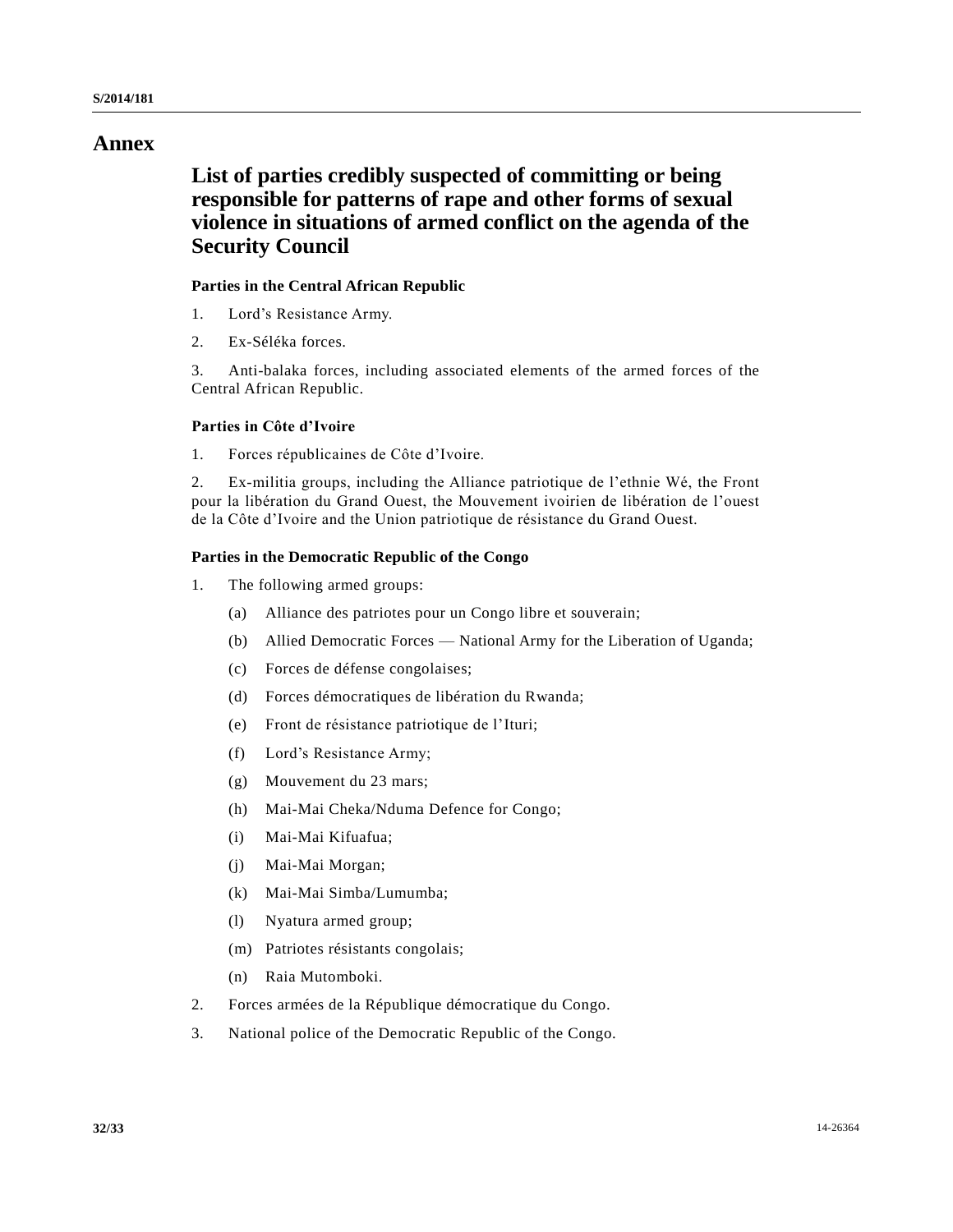# Annex

## List of parties credibly suspected of committing or being responsible for patterns of rape and other forms of sexual violence in situations of armed conflict on the agenda of the Security Council

### Parties in the Central African Republic

1. Lord's Resistance Army.

2. Ex-Séléka forces.

3. Anti-balaka forces, including associated elements of the armed forces of the Central African Republic.

### Parties in Côte d'Ivoire

1. Forces républicaines de Côte d'Ivoire.

2. Ex-militia groups, including the Alliance patriotique de l'ethnie Wé, the Front pour la libération du Grand Ouest, the Mouvement ivoirien de libération de l'ouest de la Côte d'Ivoire and the Union patriotique de résistance du Grand Ouest.

### Parties in the Democratic Republic of the Congo

1. The following armed groups:

   (a) Alliance des patriotes pour un Congo libre et souverain;

   (b) Allied Democratic Forces — National Army for the Liberation of Uganda;

   (c) Forces de défense congolaises;

   (d) Forces démocratiques de libération du Rwanda;

   (e) Front de résistance patriotique de l'Ituri;

   (f) Lord's Resistance Army;

   (g) Mouvement du 23 mars;

   (h) Mai-Mai Cheka/Nduma Defence for Congo;

   (i) Mai-Mai Kifuafua;

   (j) Mai-Mai Morgan;

   (k) Mai-Mai Simba/Lumumba;

   (l) Nyatura armed group;

   (m) Patriotes résistants congolais;

   (n) Raia Mutomboki.

2. Forces armées de la République démocratique du Congo.

3. National police of the Democratic Republic of the Congo.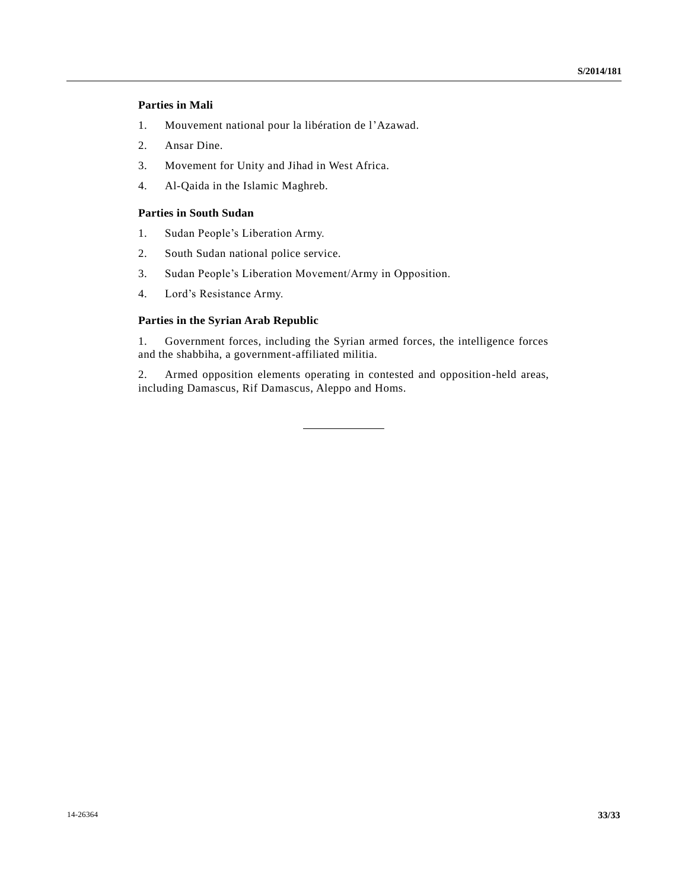**Parties in Mali**

1. Mouvement national pour la libération de l'Azawad.
2. Ansar Dine.
3. Movement for Unity and Jihad in West Africa.
4. Al-Qaida in the Islamic Maghreb.

**Parties in South Sudan**

1. Sudan People's Liberation Army.
2. South Sudan national police service.
3. Sudan People's Liberation Movement/Army in Opposition.
4. Lord's Resistance Army.

**Parties in the Syrian Arab Republic**

1. Government forces, including the Syrian armed forces, the intelligence forces and the shabbiha, a government-affiliated militia.
2. Armed opposition elements operating in contested and opposition-held areas, including Damascus, Rif Damascus, Aleppo and Homs.